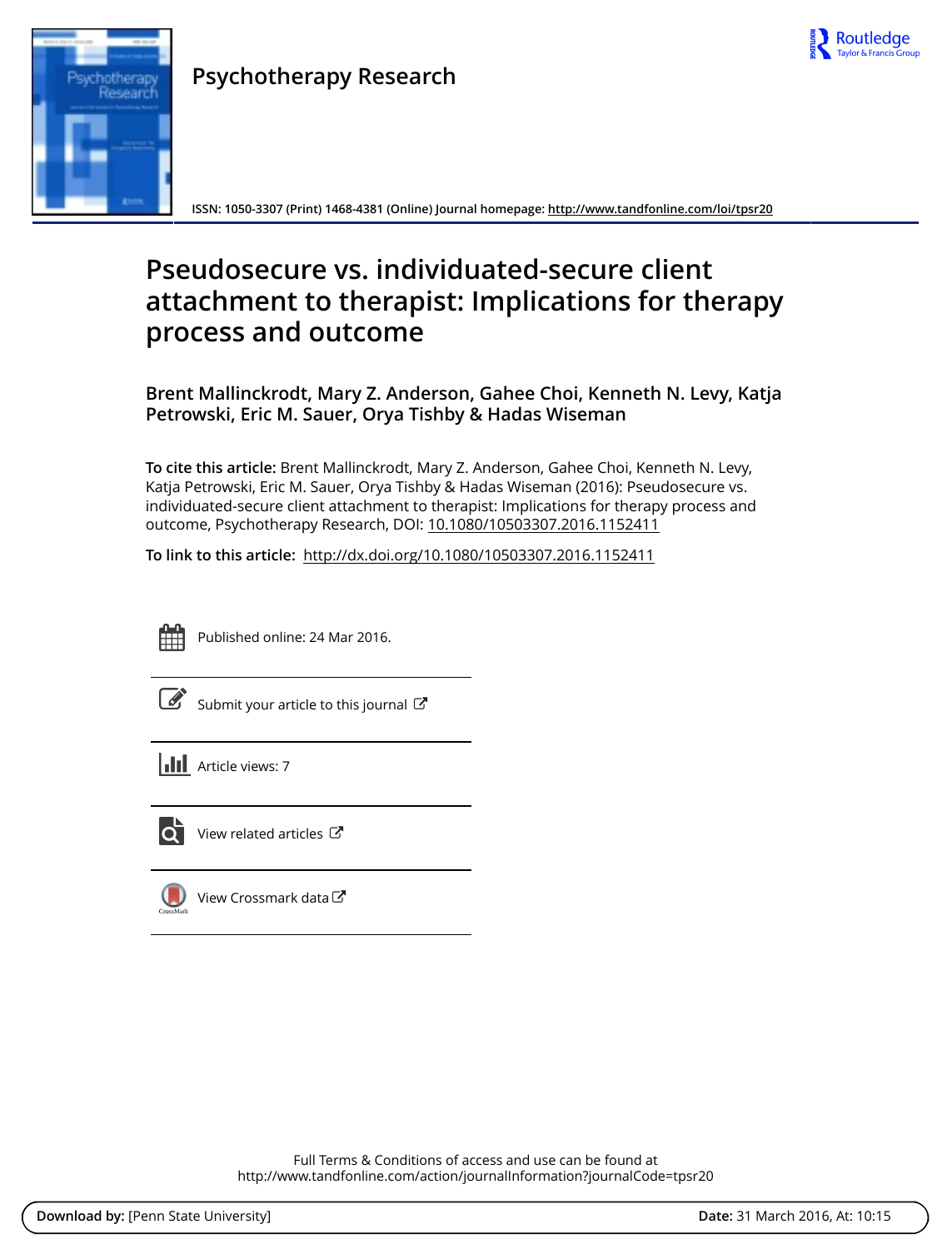# Psychotherapy Research

ISSN: 1050-3307 (Print) 1468-4381 (Online) Journal homepage: http://www.tandfonline.com/loi/tpsr20

# Pseudosecure vs. individuated-secure client attachment to therapist: Implications for therapy process and outcome

**Brent Mallinckrodt, Mary Z. Anderson, Gahee Choi, Kenneth N. Levy, Katja Petrowski, Eric M. Sauer, Orya Tishby & Hadas Wiseman**

**To cite this article:** Brent Mallinckrodt, Mary Z. Anderson, Gahee Choi, Kenneth N. Levy, Katja Petrowski, Eric M. Sauer, Orya Tishby & Hadas Wiseman (2016): Pseudosecure vs. individuated-secure client attachment to therapist: Implications for therapy process and outcome, Psychotherapy Research, DOI: 10.1080/10503307.2016.1152411

**To link to this article:** http://dx.doi.org/10.1080/10503307.2016.1152411

Published online: 24 Mar 2016.

Submit your article to this journal

Article views: 7

View related articles

View Crossmark data

Full Terms & Conditions of access and use can be found at
http://www.tandfonline.com/action/journalInformation?journalCode=tpsr20

**Download by:** [Penn State University] **Date:** 31 March 2016, At: 10:15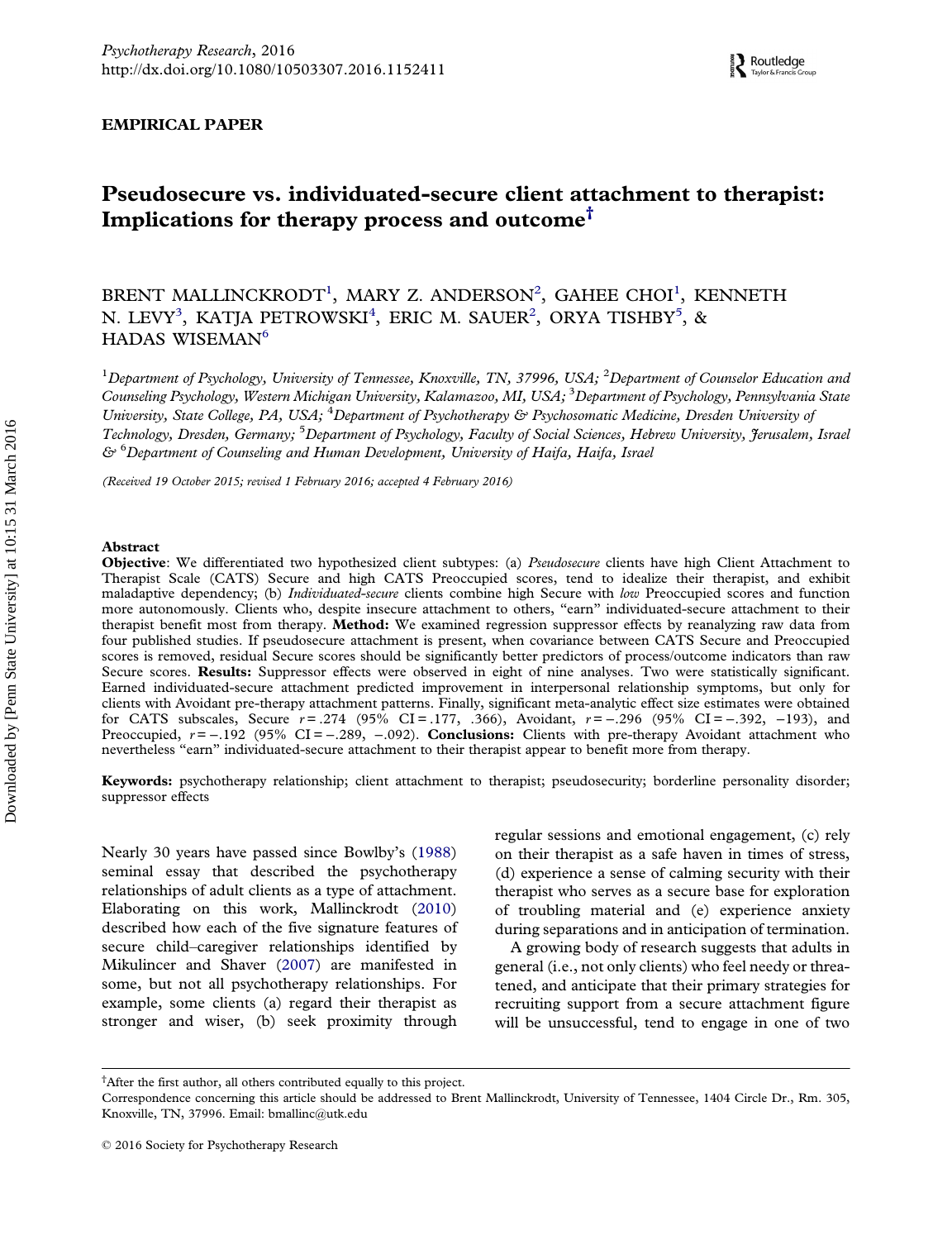EMPIRICAL PAPER

# Pseudosecure vs. individuated-secure client attachment to therapist: Implications for therapy process and outcome[†]

BRENT MALLINCKRODT[1], MARY Z. ANDERSON[2], GAHEE CHOI[1], KENNETH N. LEVY[3], KATJA PETROWSKI[4], ERIC M. SAUER[2], ORYA TISHBY[5], & HADAS WISEMAN[6]

[1]*Department of Psychology, University of Tennessee, Knoxville, TN, 37996, USA;* [2]*Department of Counselor Education and Counseling Psychology, Western Michigan University, Kalamazoo, MI, USA;* [3]*Department of Psychology, Pennsylvania State University, State College, PA, USA;* [4]*Department of Psychotherapy & Psychosomatic Medicine, Dresden University of Technology, Dresden, Germany;* [5]*Department of Psychology, Faculty of Social Sciences, Hebrew University, Jerusalem, Israel &* [6]*Department of Counseling and Human Development, University of Haifa, Haifa, Israel*

*(Received 19 October 2015; revised 1 February 2016; accepted 4 February 2016)*

## Abstract

**Objective**: We differentiated two hypothesized client subtypes: (a) *Pseudosecure* clients have high Client Attachment to Therapist Scale (CATS) Secure and high CATS Preoccupied scores, tend to idealize their therapist, and exhibit maladaptive dependency; (b) *Individuated-secure* clients combine high Secure with *low* Preoccupied scores and function more autonomously. Clients who, despite insecure attachment to others, "earn" individuated-secure attachment to their therapist benefit most from therapy. **Method:** We examined regression suppressor effects by reanalyzing raw data from four published studies. If pseudosecure attachment is present, when covariance between CATS Secure and Preoccupied scores is removed, residual Secure scores should be significantly better predictors of process/outcome indicators than raw Secure scores. **Results:** Suppressor effects were observed in eight of nine analyses. Two were statistically significant. Earned individuated-secure attachment predicted improvement in interpersonal relationship symptoms, but only for clients with Avoidant pre-therapy attachment patterns. Finally, significant meta-analytic effect size estimates were obtained for CATS subscales, Secure $r = .274$ (95% CI = .177, .366), Avoidant, $r = -.296$ (95% CI = $-.392$, $-193$), and Preoccupied, $r = -.192$ (95% CI = $-.289$, $-.092$). **Conclusions:** Clients with pre-therapy Avoidant attachment who nevertheless "earn" individuated-secure attachment to their therapist appear to benefit more from therapy.

**Keywords:** psychotherapy relationship; client attachment to therapist; pseudosecurity; borderline personality disorder; suppressor effects

Nearly 30 years have passed since Bowlby's (1988) seminal essay that described the psychotherapy relationships of adult clients as a type of attachment. Elaborating on this work, Mallinckrodt (2010) described how each of the five signature features of secure child–caregiver relationships identified by Mikulincer and Shaver (2007) are manifested in some, but not all psychotherapy relationships. For example, some clients (a) regard their therapist as stronger and wiser, (b) seek proximity through regular sessions and emotional engagement, (c) rely on their therapist as a safe haven in times of stress, (d) experience a sense of calming security with their therapist who serves as a secure base for exploration of troubling material and (e) experience anxiety during separations and in anticipation of termination.

A growing body of research suggests that adults in general (i.e., not only clients) who feel needy or threatened, and anticipate that their primary strategies for recruiting support from a secure attachment figure will be unsuccessful, tend to engage in one of two

[†]After the first author, all others contributed equally to this project.

Correspondence concerning this article should be addressed to Brent Mallinckrodt, University of Tennessee, 1404 Circle Dr., Rm. 305, Knoxville, TN, 37996. Email: bmallinc@utk.edu

© 2016 Society for Psychotherapy Research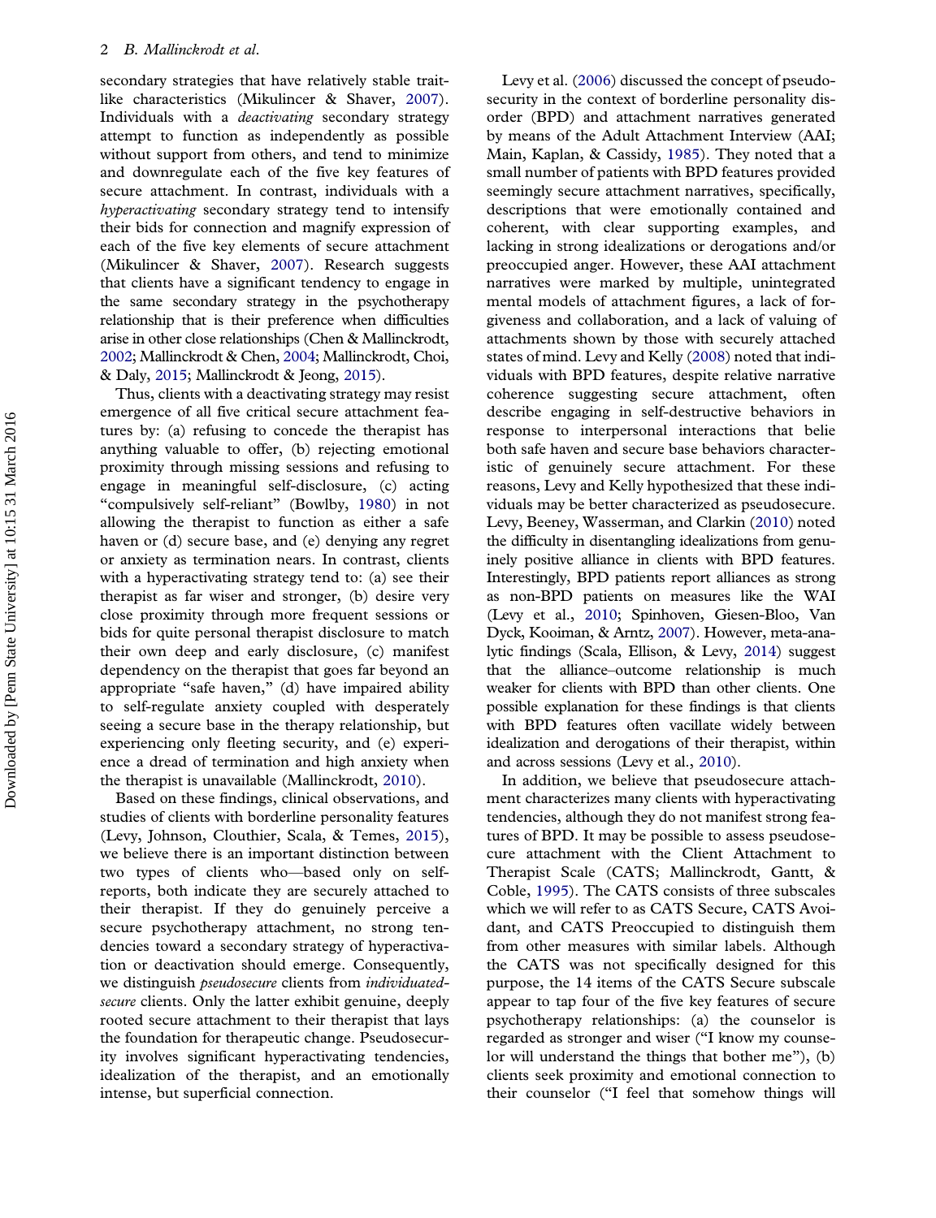secondary strategies that have relatively stable trait-like characteristics (Mikulincer & Shaver, 2007). Individuals with a *deactivating* secondary strategy attempt to function as independently as possible without support from others, and tend to minimize and downregulate each of the five key features of secure attachment. In contrast, individuals with a *hyperactivating* secondary strategy tend to intensify their bids for connection and magnify expression of each of the five key elements of secure attachment (Mikulincer & Shaver, 2007). Research suggests that clients have a significant tendency to engage in the same secondary strategy in the psychotherapy relationship that is their preference when difficulties arise in other close relationships (Chen & Mallinckrodt, 2002; Mallinckrodt & Chen, 2004; Mallinckrodt, Choi, & Daly, 2015; Mallinckrodt & Jeong, 2015).

Thus, clients with a deactivating strategy may resist emergence of all five critical secure attachment features by: (a) refusing to concede the therapist has anything valuable to offer, (b) rejecting emotional proximity through missing sessions and refusing to engage in meaningful self-disclosure, (c) acting "compulsively self-reliant" (Bowlby, 1980) in not allowing the therapist to function as either a safe haven or (d) secure base, and (e) denying any regret or anxiety as termination nears. In contrast, clients with a hyperactivating strategy tend to: (a) see their therapist as far wiser and stronger, (b) desire very close proximity through more frequent sessions or bids for quite personal therapist disclosure to match their own deep and early disclosure, (c) manifest dependency on the therapist that goes far beyond an appropriate "safe haven," (d) have impaired ability to self-regulate anxiety coupled with desperately seeing a secure base in the therapy relationship, but experiencing only fleeting security, and (e) experience a dread of termination and high anxiety when the therapist is unavailable (Mallinckrodt, 2010).

Based on these findings, clinical observations, and studies of clients with borderline personality features (Levy, Johnson, Clouthier, Scala, & Temes, 2015), we believe there is an important distinction between two types of clients who—based only on self-reports, both indicate they are securely attached to their therapist. If they do genuinely perceive a secure psychotherapy attachment, no strong tendencies toward a secondary strategy of hyperactivation or deactivation should emerge. Consequently, we distinguish *pseudosecure* clients from *individuated-secure* clients. Only the latter exhibit genuine, deeply rooted secure attachment to their therapist that lays the foundation for therapeutic change. Pseudosecurity involves significant hyperactivating tendencies, idealization of the therapist, and an emotionally intense, but superficial connection.

Levy et al. (2006) discussed the concept of pseudosecurity in the context of borderline personality disorder (BPD) and attachment narratives generated by means of the Adult Attachment Interview (AAI; Main, Kaplan, & Cassidy, 1985). They noted that a small number of patients with BPD features provided seemingly secure attachment narratives, specifically, descriptions that were emotionally contained and coherent, with clear supporting examples, and lacking in strong idealizations or derogations and/or preoccupied anger. However, these AAI attachment narratives were marked by multiple, unintegrated mental models of attachment figures, a lack of forgiveness and collaboration, and a lack of valuing of attachments shown by those with securely attached states of mind. Levy and Kelly (2008) noted that individuals with BPD features, despite relative narrative coherence suggesting secure attachment, often describe engaging in self-destructive behaviors in response to interpersonal interactions that belie both safe haven and secure base behaviors characteristic of genuinely secure attachment. For these reasons, Levy and Kelly hypothesized that these individuals may be better characterized as pseudosecure. Levy, Beeney, Wasserman, and Clarkin (2010) noted the difficulty in disentangling idealizations from genuinely positive alliance in clients with BPD features. Interestingly, BPD patients report alliances as strong as non-BPD patients on measures like the WAI (Levy et al., 2010; Spinhoven, Giesen-Bloo, Van Dyck, Kooiman, & Arntz, 2007). However, meta-analytic findings (Scala, Ellison, & Levy, 2014) suggest that the alliance–outcome relationship is much weaker for clients with BPD than other clients. One possible explanation for these findings is that clients with BPD features often vacillate widely between idealization and derogations of their therapist, within and across sessions (Levy et al., 2010).

In addition, we believe that pseudosecure attachment characterizes many clients with hyperactivating tendencies, although they do not manifest strong features of BPD. It may be possible to assess pseudosecure attachment with the Client Attachment to Therapist Scale (CATS; Mallinckrodt, Gantt, & Coble, 1995). The CATS consists of three subscales which we will refer to as CATS Secure, CATS Avoidant, and CATS Preoccupied to distinguish them from other measures with similar labels. Although the CATS was not specifically designed for this purpose, the 14 items of the CATS Secure subscale appear to tap four of the five key features of secure psychotherapy relationships: (a) the counselor is regarded as stronger and wiser ("I know my counselor will understand the things that bother me"), (b) clients seek proximity and emotional connection to their counselor ("I feel that somehow things will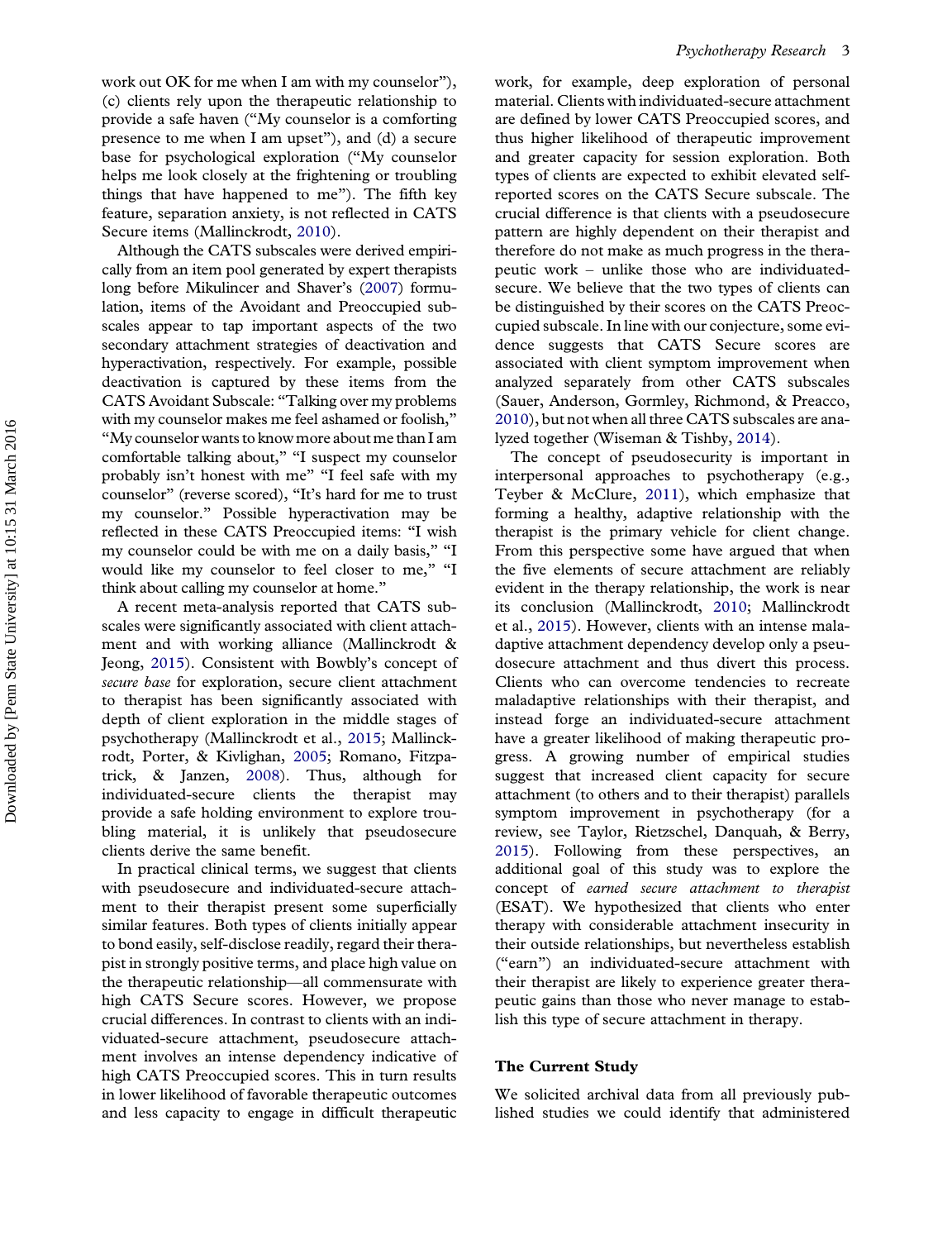work out OK for me when I am with my counselor"), (c) clients rely upon the therapeutic relationship to provide a safe haven ("My counselor is a comforting presence to me when I am upset"), and (d) a secure base for psychological exploration ("My counselor helps me look closely at the frightening or troubling things that have happened to me"). The fifth key feature, separation anxiety, is not reflected in CATS Secure items (Mallinckrodt, 2010).

Although the CATS subscales were derived empirically from an item pool generated by expert therapists long before Mikulincer and Shaver's (2007) formulation, items of the Avoidant and Preoccupied subscales appear to tap important aspects of the two secondary attachment strategies of deactivation and hyperactivation, respectively. For example, possible deactivation is captured by these items from the CATS Avoidant Subscale: "Talking over my problems with my counselor makes me feel ashamed or foolish," "My counselor wants to know more about me than I am comfortable talking about," "I suspect my counselor probably isn't honest with me" "I feel safe with my counselor" (reverse scored), "It's hard for me to trust my counselor." Possible hyperactivation may be reflected in these CATS Preoccupied items: "I wish my counselor could be with me on a daily basis," "I would like my counselor to feel closer to me," "I think about calling my counselor at home."

A recent meta-analysis reported that CATS subscales were significantly associated with client attachment and with working alliance (Mallinckrodt & Jeong, 2015). Consistent with Bowbly's concept of *secure base* for exploration, secure client attachment to therapist has been significantly associated with depth of client exploration in the middle stages of psychotherapy (Mallinckrodt et al., 2015; Mallinckrodt, Porter, & Kivlighan, 2005; Romano, Fitzpatrick, & Janzen, 2008). Thus, although for individuated-secure clients the therapist may provide a safe holding environment to explore troubling material, it is unlikely that pseudosecure clients derive the same benefit.

In practical clinical terms, we suggest that clients with pseudosecure and individuated-secure attachment to their therapist present some superficially similar features. Both types of clients initially appear to bond easily, self-disclose readily, regard their therapist in strongly positive terms, and place high value on the therapeutic relationship—all commensurate with high CATS Secure scores. However, we propose crucial differences. In contrast to clients with an individuated-secure attachment, pseudosecure attachment involves an intense dependency indicative of high CATS Preoccupied scores. This in turn results in lower likelihood of favorable therapeutic outcomes and less capacity to engage in difficult therapeutic work, for example, deep exploration of personal material. Clients with individuated-secure attachment are defined by lower CATS Preoccupied scores, and thus higher likelihood of therapeutic improvement and greater capacity for session exploration. Both types of clients are expected to exhibit elevated self-reported scores on the CATS Secure subscale. The crucial difference is that clients with a pseudosecure pattern are highly dependent on their therapist and therefore do not make as much progress in the therapeutic work – unlike those who are individuated-secure. We believe that the two types of clients can be distinguished by their scores on the CATS Preoccupied subscale. In line with our conjecture, some evidence suggests that CATS Secure scores are associated with client symptom improvement when analyzed separately from other CATS subscales (Sauer, Anderson, Gormley, Richmond, & Preacco, 2010), but not when all three CATS subscales are analyzed together (Wiseman & Tishby, 2014).

The concept of pseudosecurity is important in interpersonal approaches to psychotherapy (e.g., Teyber & McClure, 2011), which emphasize that forming a healthy, adaptive relationship with the therapist is the primary vehicle for client change. From this perspective some have argued that when the five elements of secure attachment are reliably evident in the therapy relationship, the work is near its conclusion (Mallinckrodt, 2010; Mallinckrodt et al., 2015). However, clients with an intense maladaptive attachment dependency develop only a pseudosecure attachment and thus divert this process. Clients who can overcome tendencies to recreate maladaptive relationships with their therapist, and instead forge an individuated-secure attachment have a greater likelihood of making therapeutic progress. A growing number of empirical studies suggest that increased client capacity for secure attachment (to others and to their therapist) parallels symptom improvement in psychotherapy (for a review, see Taylor, Rietzschel, Danquah, & Berry, 2015). Following from these perspectives, an additional goal of this study was to explore the concept of *earned secure attachment to therapist* (ESAT). We hypothesized that clients who enter therapy with considerable attachment insecurity in their outside relationships, but nevertheless establish ("earn") an individuated-secure attachment with their therapist are likely to experience greater therapeutic gains than those who never manage to establish this type of secure attachment in therapy.

## The Current Study

We solicited archival data from all previously published studies we could identify that administered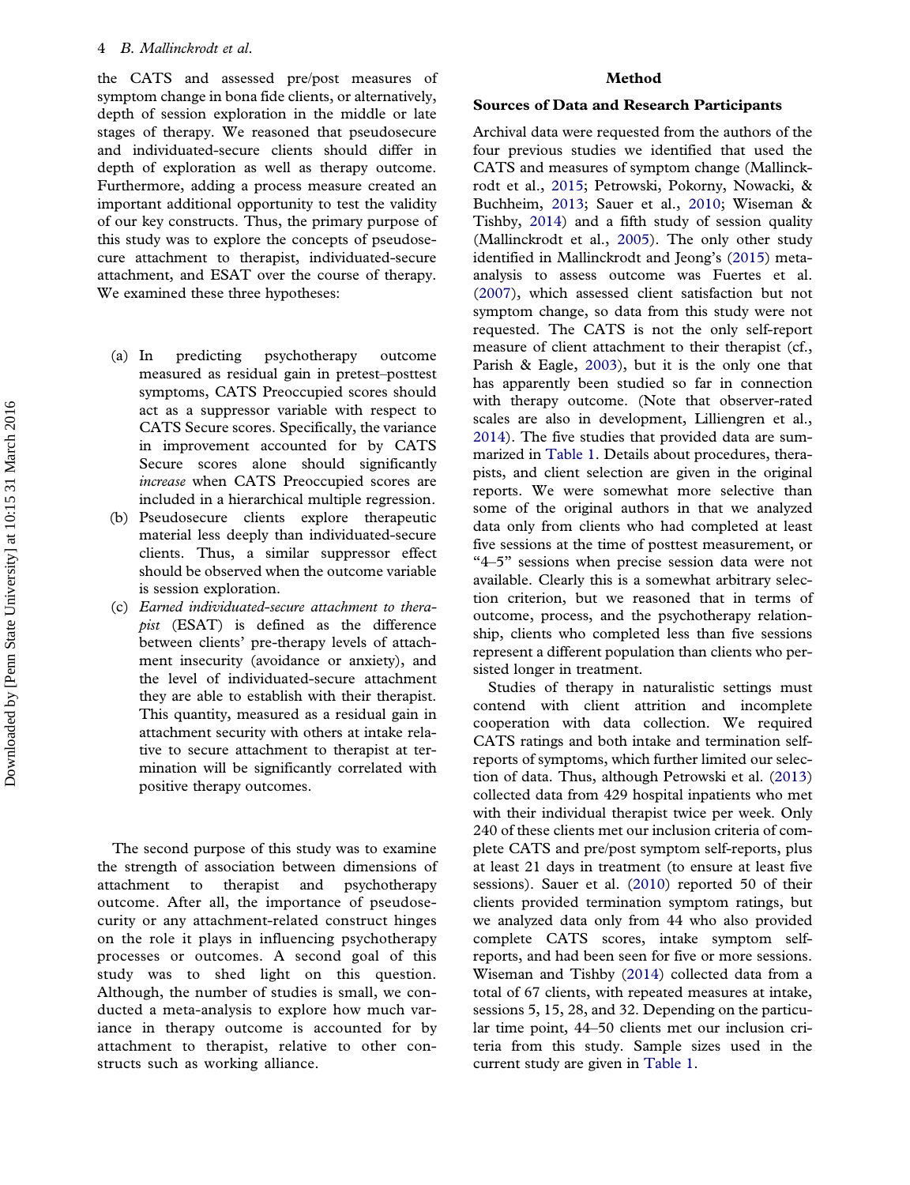the CATS and assessed pre/post measures of symptom change in bona fide clients, or alternatively, depth of session exploration in the middle or late stages of therapy. We reasoned that pseudosecure and individuated-secure clients should differ in depth of exploration as well as therapy outcome. Furthermore, adding a process measure created an important additional opportunity to test the validity of our key constructs. Thus, the primary purpose of this study was to explore the concepts of pseudosecure attachment to therapist, individuated-secure attachment, and ESAT over the course of therapy. We examined these three hypotheses:

(a) In predicting psychotherapy outcome measured as residual gain in pretest–posttest symptoms, CATS Preoccupied scores should act as a suppressor variable with respect to CATS Secure scores. Specifically, the variance in improvement accounted for by CATS Secure scores alone should significantly *increase* when CATS Preoccupied scores are included in a hierarchical multiple regression.

(b) Pseudosecure clients explore therapeutic material less deeply than individuated-secure clients. Thus, a similar suppressor effect should be observed when the outcome variable is session exploration.

(c) *Earned individuated-secure attachment to therapist* (ESAT) is defined as the difference between clients' pre-therapy levels of attachment insecurity (avoidance or anxiety), and the level of individuated-secure attachment they are able to establish with their therapist. This quantity, measured as a residual gain in attachment security with others at intake relative to secure attachment to therapist at termination will be significantly correlated with positive therapy outcomes.

The second purpose of this study was to examine the strength of association between dimensions of attachment to therapist and psychotherapy outcome. After all, the importance of pseudosecurity or any attachment-related construct hinges on the role it plays in influencing psychotherapy processes or outcomes. A second goal of this study was to shed light on this question. Although, the number of studies is small, we conducted a meta-analysis to explore how much variance in therapy outcome is accounted for by attachment to therapist, relative to other constructs such as working alliance.

## Method

### Sources of Data and Research Participants

Archival data were requested from the authors of the four previous studies we identified that used the CATS and measures of symptom change (Mallinckrodt et al., 2015; Petrowski, Pokorny, Nowacki, & Buchheim, 2013; Sauer et al., 2010; Wiseman & Tishby, 2014) and a fifth study of session quality (Mallinckrodt et al., 2005). The only other study identified in Mallinckrodt and Jeong's (2015) meta-analysis to assess outcome was Fuertes et al. (2007), which assessed client satisfaction but not symptom change, so data from this study were not requested. The CATS is not the only self-report measure of client attachment to their therapist (cf., Parish & Eagle, 2003), but it is the only one that has apparently been studied so far in connection with therapy outcome. (Note that observer-rated scales are also in development, Lilliengren et al., 2014). The five studies that provided data are summarized in Table 1. Details about procedures, therapists, and client selection are given in the original reports. We were somewhat more selective than some of the original authors in that we analyzed data only from clients who had completed at least five sessions at the time of posttest measurement, or "4–5" sessions when precise session data were not available. Clearly this is a somewhat arbitrary selection criterion, but we reasoned that in terms of outcome, process, and the psychotherapy relationship, clients who completed less than five sessions represent a different population than clients who persisted longer in treatment.

Studies of therapy in naturalistic settings must contend with client attrition and incomplete cooperation with data collection. We required CATS ratings and both intake and termination self-reports of symptoms, which further limited our selection of data. Thus, although Petrowski et al. (2013) collected data from 429 hospital inpatients who met with their individual therapist twice per week. Only 240 of these clients met our inclusion criteria of complete CATS and pre/post symptom self-reports, plus at least 21 days in treatment (to ensure at least five sessions). Sauer et al. (2010) reported 50 of their clients provided termination symptom ratings, but we analyzed data only from 44 who also provided complete CATS scores, intake symptom self-reports, and had been seen for five or more sessions. Wiseman and Tishby (2014) collected data from a total of 67 clients, with repeated measures at intake, sessions 5, 15, 28, and 32. Depending on the particular time point, 44–50 clients met our inclusion criteria from this study. Sample sizes used in the current study are given in Table 1.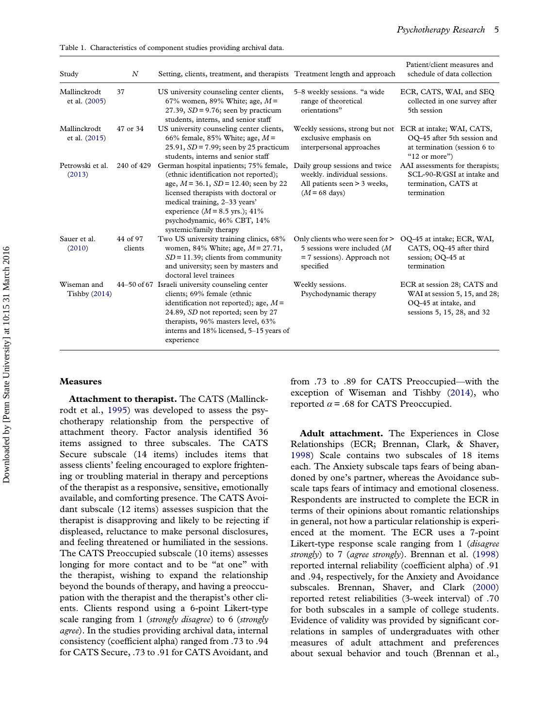Table 1. Characteristics of component studies providing archival data.

| Study | N | Setting, clients, treatment, and therapists | Treatment length and approach | Patient/client measures and schedule of data collection |
|---|---|---|---|---|
| Mallinckrodt et al. (2005) | 37 | US university counseling center clients, 67% women, 89% White; age, $M$ = 27.39, $SD$ = 9.76; seen by practicum students, interns, and senior staff | 5–8 weekly sessions. "a wide range of theoretical orientations" | ECR, CATS, WAI, and SEQ collected in one survey after 5th session |
| Mallinckrodt et al. (2015) | 47 or 34 | US university counseling center clients, 66% female, 85% White; age, $M$ = 25.91, $SD$ = 7.99; seen by 25 practicum students, interns and senior staff | Weekly sessions, strong but not exclusive emphasis on interpersonal approaches | ECR at intake; WAI, CATS, OQ-45 after 5th session and at termination (session 6 to "12 or more") |
| Petrowski et al. (2013) | 240 of 429 | German hospital inpatients; 75% female, (ethnic identification not reported); age, $M$ = 36.1, $SD$ = 12.40; seen by 22 licensed therapists with doctoral or medical training, 2–33 years' experience ($M$ = 8.5 yrs.); 41% psychodynamic, 46% CBT, 14% systemic/family therapy | Daily group sessions and twice weekly. individual sessions. All patients seen > 3 weeks, ($M$ = 68 days) | AAI assessments for therapists; SCL-90-R/GSI at intake and termination, CATS at termination |
| Sauer et al. (2010) | 44 of 97 clients | Two US university training clinics, 68% women, 84% White; age, $M$ = 27.71, $SD$ = 11.39; clients from community and university; seen by masters and doctoral level trainees | Only clients who were seen for > 5 sessions were included ($M$ = 7 sessions). Approach not specified | OQ-45 at intake; ECR, WAI, CATS, OQ-45 after third session; OQ-45 at termination |
| Wiseman and Tishby (2014) | 44–50 of 67 | Israeli university counseling center clients; 69% female (ethnic identification not reported); age, $M$ = 24.89, $SD$ not reported; seen by 27 therapists, 96% masters level, 63% interns and 18% licensed, 5–15 years of experience | Weekly sessions. Psychodynamic therapy | ECR at session 28; CATS and WAI at session 5, 15, and 28; OQ-45 at intake, and sessions 5, 15, 28, and 32 |

## Measures

**Attachment to therapist.** The CATS (Mallinckrodt et al., 1995) was developed to assess the psychotherapy relationship from the perspective of attachment theory. Factor analysis identified 36 items assigned to three subscales. The CATS Secure subscale (14 items) includes items that assess clients' feeling encouraged to explore frightening or troubling material in therapy and perceptions of the therapist as a responsive, sensitive, emotionally available, and comforting presence. The CATS Avoidant subscale (12 items) assesses suspicion that the therapist is disapproving and likely to be rejecting if displeased, reluctance to make personal disclosures, and feeling threatened or humiliated in the sessions. The CATS Preoccupied subscale (10 items) assesses longing for more contact and to be "at one" with the therapist, wishing to expand the relationship beyond the bounds of therapy, and having a preoccupation with the therapist and the therapist's other clients. Clients respond using a 6-point Likert-type scale ranging from 1 (*strongly disagree*) to 6 (*strongly agree*). In the studies providing archival data, internal consistency (coefficient alpha) ranged from .73 to .94 for CATS Secure, .73 to .91 for CATS Avoidant, and from .73 to .89 for CATS Preoccupied—with the exception of Wiseman and Tishby (2014), who reported $\alpha$ = .68 for CATS Preoccupied.

**Adult attachment.** The Experiences in Close Relationships (ECR; Brennan, Clark, & Shaver, 1998) Scale contains two subscales of 18 items each. The Anxiety subscale taps fears of being abandoned by one's partner, whereas the Avoidance subscale taps fears of intimacy and emotional closeness. Respondents are instructed to complete the ECR in terms of their opinions about romantic relationships in general, not how a particular relationship is experienced at the moment. The ECR uses a 7-point Likert-type response scale ranging from 1 (*disagree strongly*) to 7 (*agree strongly*). Brennan et al. (1998) reported internal reliability (coefficient alpha) of .91 and .94, respectively, for the Anxiety and Avoidance subscales. Brennan, Shaver, and Clark (2000) reported retest reliabilities (3-week interval) of .70 for both subscales in a sample of college students. Evidence of validity was provided by significant correlations in samples of undergraduates with other measures of adult attachment and preferences about sexual behavior and touch (Brennan et al.,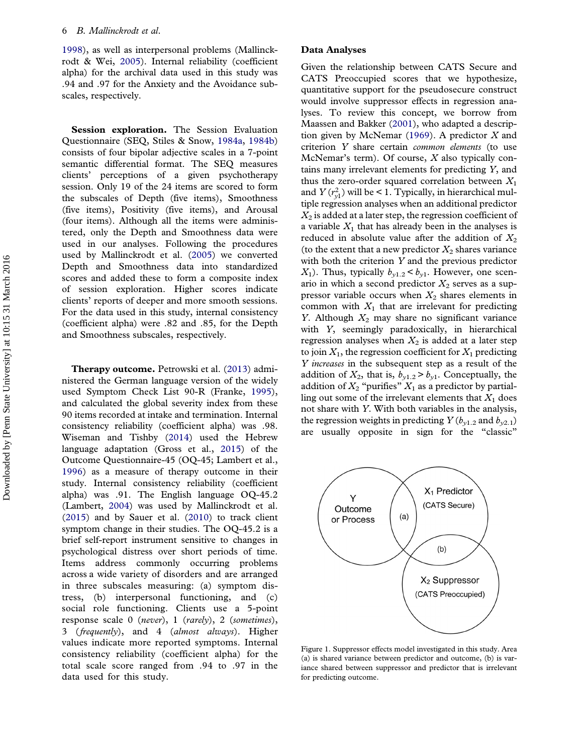1998), as well as interpersonal problems (Mallinckrodt & Wei, 2005). Internal reliability (coefficient alpha) for the archival data used in this study was .94 and .97 for the Anxiety and the Avoidance subscales, respectively.

**Session exploration.** The Session Evaluation Questionnaire (SEQ, Stiles & Snow, 1984a, 1984b) consists of four bipolar adjective scales in a 7-point semantic differential format. The SEQ measures clients' perceptions of a given psychotherapy session. Only 19 of the 24 items are scored to form the subscales of Depth (five items), Smoothness (five items), Positivity (five items), and Arousal (four items). Although all the items were administered, only the Depth and Smoothness data were used in our analyses. Following the procedures used by Mallinckrodt et al. (2005) we converted Depth and Smoothness data into standardized scores and added these to form a composite index of session exploration. Higher scores indicate clients' reports of deeper and more smooth sessions. For the data used in this study, internal consistency (coefficient alpha) were .82 and .85, for the Depth and Smoothness subscales, respectively.

**Therapy outcome.** Petrowski et al. (2013) administered the German language version of the widely used Symptom Check List 90-R (Franke, 1995), and calculated the global severity index from these 90 items recorded at intake and termination. Internal consistency reliability (coefficient alpha) was .98. Wiseman and Tishby (2014) used the Hebrew language adaptation (Gross et al., 2015) of the Outcome Questionnaire-45 (OQ-45; Lambert et al., 1996) as a measure of therapy outcome in their study. Internal consistency reliability (coefficient alpha) was .91. The English language OQ-45.2 (Lambert, 2004) was used by Mallinckrodt et al. (2015) and by Sauer et al. (2010) to track client symptom change in their studies. The OQ-45.2 is a brief self-report instrument sensitive to changes in psychological distress over short periods of time. Items address commonly occurring problems across a wide variety of disorders and are arranged in three subscales measuring: (a) symptom distress, (b) interpersonal functioning, and (c) social role functioning. Clients use a 5-point response scale 0 (*never*), 1 (*rarely*), 2 (*sometimes*), 3 (*frequently*), and 4 (*almost always*). Higher values indicate more reported symptoms. Internal consistency reliability (coefficient alpha) for the total scale score ranged from .94 to .97 in the data used for this study.

## Data Analyses

Given the relationship between CATS Secure and CATS Preoccupied scores that we hypothesize, quantitative support for the pseudosecure construct would involve suppressor effects in regression analyses. To review this concept, we borrow from Maassen and Bakker (2001), who adapted a description given by McNemar (1969). A predictor $X$ and criterion $Y$ share certain *common elements* (to use McNemar's term). Of course, $X$ also typically contains many irrelevant elements for predicting $Y$, and thus the zero-order squared correlation between $X_1$ and $Y$ ($r^2_{y1}$) will be < 1. Typically, in hierarchical multiple regression analyses when an additional predictor $X_2$ is added at a later step, the regression coefficient of a variable $X_1$ that has already been in the analyses is reduced in absolute value after the addition of $X_2$ (to the extent that a new predictor $X_2$ shares variance with both the criterion $Y$ and the previous predictor $X_1$). Thus, typically $b_{y1.2} < b_{y1}$. However, one scenario in which a second predictor $X_2$ serves as a suppressor variable occurs when $X_2$ shares elements in common with $X_1$ that are irrelevant for predicting $Y$. Although $X_2$ may share no significant variance with $Y$, seemingly paradoxically, in hierarchical regression analyses when $X_2$ is added at a later step to join $X_1$, the regression coefficient for $X_1$ predicting $Y$ *increases* in the subsequent step as a result of the addition of $X_2$, that is, $b_{y1.2} > b_{y1}$. Conceptually, the addition of $X_2$ "purifies" $X_1$ as a predictor by partialling out some of the irrelevant elements that $X_1$ does not share with $Y$. With both variables in the analysis, the regression weights in predicting $Y$ ($b_{y1.2}$ and $b_{y2.1}$) are usually opposite in sign for the "classic"

Figure 1. Suppressor effects model investigated in this study. Area (a) is shared variance between predictor and outcome, (b) is variance shared between suppressor and predictor that is irrelevant for predicting outcome.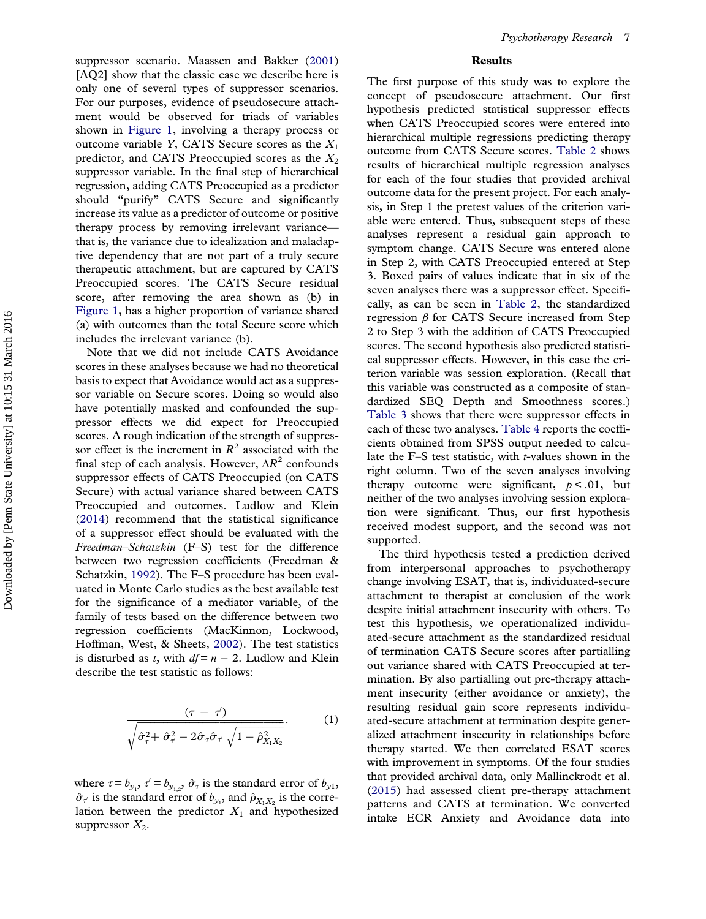suppressor scenario. Maassen and Bakker (2001) [AQ2] show that the classic case we describe here is only one of several types of suppressor scenarios. For our purposes, evidence of pseudosecure attachment would be observed for triads of variables shown in Figure 1, involving a therapy process or outcome variable $Y$, CATS Secure scores as the $X_1$ predictor, and CATS Preoccupied scores as the $X_2$ suppressor variable. In the final step of hierarchical regression, adding CATS Preoccupied as a predictor should "purify" CATS Secure and significantly increase its value as a predictor of outcome or positive therapy process by removing irrelevant variance—that is, the variance due to idealization and maladaptive dependency that are not part of a truly secure therapeutic attachment, but are captured by CATS Preoccupied scores. The CATS Secure residual score, after removing the area shown as (b) in Figure 1, has a higher proportion of variance shared (a) with outcomes than the total Secure score which includes the irrelevant variance (b).

Note that we did not include CATS Avoidance scores in these analyses because we had no theoretical basis to expect that Avoidance would act as a suppressor variable on Secure scores. Doing so would also have potentially masked and confounded the suppressor effects we did expect for Preoccupied scores. A rough indication of the strength of suppressor effect is the increment in $R^2$ associated with the final step of each analysis. However, $\Delta R^2$ confounds suppressor effects of CATS Preoccupied (on CATS Secure) with actual variance shared between CATS Preoccupied and outcomes. Ludlow and Klein (2014) recommend that the statistical significance of a suppressor effect should be evaluated with the *Freedman–Schatzkin* (F–S) test for the difference between two regression coefficients (Freedman & Schatzkin, 1992). The F–S procedure has been evaluated in Monte Carlo studies as the best available test for the significance of a mediator variable, of the family of tests based on the difference between two regression coefficients (MacKinnon, Lockwood, Hoffman, West, & Sheets, 2002). The test statistics is disturbed as $t$, with $df = n - 2$. Ludlow and Klein describe the test statistic as follows:

$$\frac{(\tau - \tau')}{\sqrt{\hat{\sigma}_{\tau}^2 + \hat{\sigma}_{\tau'}^2 - 2\hat{\sigma}_{\tau}\hat{\sigma}_{\tau'}\sqrt{1 - \hat{\rho}_{X_1X_2}^2}}}. \quad (1)$$

where $\tau = b_{y_1}$, $\tau' = b_{y_{1,2}}$, $\hat{\sigma}_{\tau}$ is the standard error of $b_{y1}$, $\hat{\sigma}_{\tau'}$ is the standard error of $b_{y_1}$, and $\hat{\rho}_{X_1X_2}$ is the correlation between the predictor $X_1$ and hypothesized suppressor $X_2$.

## Results

The first purpose of this study was to explore the concept of pseudosecure attachment. Our first hypothesis predicted statistical suppressor effects when CATS Preoccupied scores were entered into hierarchical multiple regressions predicting therapy outcome from CATS Secure scores. Table 2 shows results of hierarchical multiple regression analyses for each of the four studies that provided archival outcome data for the present project. For each analysis, in Step 1 the pretest values of the criterion variable were entered. Thus, subsequent steps of these analyses represent a residual gain approach to symptom change. CATS Secure was entered alone in Step 2, with CATS Preoccupied entered at Step 3. Boxed pairs of values indicate that in six of the seven analyses there was a suppressor effect. Specifically, as can be seen in Table 2, the standardized regression $\beta$ for CATS Secure increased from Step 2 to Step 3 with the addition of CATS Preoccupied scores. The second hypothesis also predicted statistical suppressor effects. However, in this case the criterion variable was session exploration. (Recall that this variable was constructed as a composite of standardized SEQ Depth and Smoothness scores.) Table 3 shows that there were suppressor effects in each of these two analyses. Table 4 reports the coefficients obtained from SPSS output needed to calculate the F–S test statistic, with $t$-values shown in the right column. Two of the seven analyses involving therapy outcome were significant, $p < .01$, but neither of the two analyses involving session exploration were significant. Thus, our first hypothesis received modest support, and the second was not supported.

The third hypothesis tested a prediction derived from interpersonal approaches to psychotherapy change involving ESAT, that is, individuated-secure attachment to therapist at conclusion of the work despite initial attachment insecurity with others. To test this hypothesis, we operationalized individuated-secure attachment as the standardized residual of termination CATS Secure scores after partialling out variance shared with CATS Preoccupied at termination. By also partialling out pre-therapy attachment insecurity (either avoidance or anxiety), the resulting residual gain score represents individuated-secure attachment at termination despite generalized attachment insecurity in relationships before therapy started. We then correlated ESAT scores with improvement in symptoms. Of the four studies that provided archival data, only Mallinckrodt et al. (2015) had assessed client pre-therapy attachment patterns and CATS at termination. We converted intake ECR Anxiety and Avoidance data into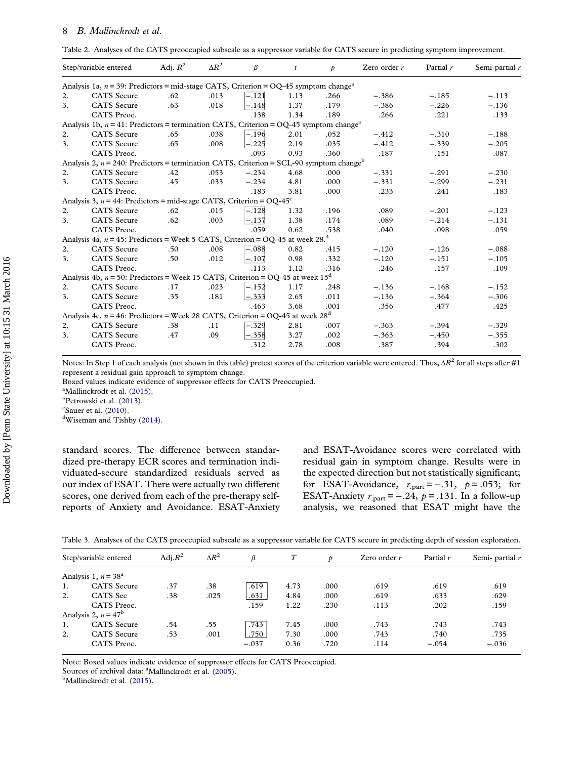Table 2. Analyses of the CATS preoccupied subscale as a suppressor variable for CATS secure in predicting symptom improvement.

| Step/variable entered | | Adj. $R^2$ | $\Delta R^2$ | $\beta$ | $t$ | $p$ | Zero order $r$ | Partial $r$ | Semi-partial $r$ |
|---|---|---|---|---|---|---|---|---|---|
| Analysis 1a, $n = 39$: Predictors = mid-stage CATS, Criterion = OQ-45 symptom change[a] | | | | | | | | | |
| 2. | CATS Secure | .62 | .013 | −.121 | 1.13 | .266 | −.386 | −.185 | −.113 |
| 3. | CATS Secure | .63 | .018 | −.148 | 1.37 | .179 | −.386 | −.226 | −.136 |
| | CATS Preoc. | | | .138 | 1.34 | .189 | .266 | .221 | .133 |
| Analysis 1b, $n = 41$: Predictors = termination CATS, Criterion = OQ-45 symptom change[a] | | | | | | | | | |
| 2. | CATS Secure | .65 | .038 | −.196 | 2.01 | .052 | −.412 | −.310 | −.188 |
| 3. | CATS Secure | .65 | .008 | −.225 | 2.19 | .035 | −.412 | −.339 | −.205 |
| | CATS Preoc. | | | .093 | 0.93 | .360 | .187 | .151 | .087 |
| Analysis 2, $n = 240$: Predictors = termination CATS, Criterion = SCL-90 symptom change[b] | | | | | | | | | |
| 2. | CATS Secure | .42 | .053 | −.234 | 4.68 | .000 | −.331 | −.291 | −.230 |
| 3. | CATS Secure | .45 | .033 | −.234 | 4.81 | .000 | −.331 | −.299 | −.231 |
| | CATS Preoc. | | | .183 | 3.81 | .000 | .233 | .241 | .183 |
| Analysis 3, $n = 44$: Predictors = mid-stage CATS, Criterion = OQ-45[c] | | | | | | | | | |
| 2. | CATS Secure | .62 | .015 | −.128 | 1.32 | .196 | .089 | −.201 | −.123 |
| 3. | CATS Secure | .62 | .003 | −.137 | 1.38 | .174 | .089 | −.214 | −.131 |
| | CATS Preoc. | | | .059 | 0.62 | .538 | .040 | .098 | .059 |
| Analysis 4a, $n = 45$: Predictors = Week 5 CATS, Criterion = OQ-45 at week 28.[4] | | | | | | | | | |
| 2. | CATS Secure | .50 | .008 | −.088 | 0.82 | .415 | −.120 | −.126 | −.088 |
| 3. | CATS Secure | .50 | .012 | −.107 | 0.98 | .332 | −.120 | −.151 | −.105 |
| | CATS Preoc. | | | .113 | 1.12 | .316 | .246 | .157 | .109 |
| Analysis 4b, $n = 50$: Predictors = Week 15 CATS, Criterion = OQ-45 at week 15[d] | | | | | | | | | |
| 2. | CATS Secure | .17 | .023 | −.152 | 1.17 | .248 | −.136 | −.168 | −.152 |
| 3. | CATS Secure | .35 | .181 | −.333 | 2.65 | .011 | −.136 | −.364 | −.306 |
| | CATS Preoc. | | | .463 | 3.68 | .001 | .356 | .477 | .425 |
| Analysis 4c, $n = 46$: Predictors = Week 28 CATS, Criterion = OQ-45 at week 28[d] | | | | | | | | | |
| 2. | CATS Secure | .38 | .11 | −.329 | 2.81 | .007 | −.363 | −.394 | −.329 |
| 3. | CATS Secure | .47 | .09 | −.358 | 3.27 | .002 | −.363 | −.450 | −.355 |
| | CATS Preoc. | | | .312 | 2.78 | .008 | .387 | .394 | .302 |

Notes: In Step 1 of each analysis (not shown in this table) pretest scores of the criterion variable were entered. Thus, $\Delta R^2$ for all steps after #1 represent a residual gain approach to symptom change.
Boxed values indicate evidence of suppressor effects for CATS Preoccupied.
[a]Mallinckrodt et al. (2015).
[b]Petrowski et al. (2013).
[c]Sauer et al. (2010).
[d]Wiseman and Tishby (2014).

standard scores. The difference between standardized pre-therapy ECR scores and termination individuated-secure standardized residuals served as our index of ESAT. There were actually two different scores, one derived from each of the pre-therapy self-reports of Anxiety and Avoidance. ESAT-Anxiety and ESAT-Avoidance scores were correlated with residual gain in symptom change. Results were in the expected direction but not statistically significant; for ESAT-Avoidance, $r_{.part} = -.31$, $p = .053$; for ESAT-Anxiety $r_{.part} = -.24$, $p = .131$. In a follow-up analysis, we reasoned that ESAT might have the

Table 3. Analyses of the CATS preoccupied subscale as a suppressor variable for CATS secure in predicting depth of session exploration.

| Step/variable entered | | Adj.$R^2$ | $\Delta R^2$ | $\beta$ | $T$ | $p$ | Zero order $r$ | Partial $r$ | Semi- partial $r$ |
|---|---|---|---|---|---|---|---|---|---|
| Analysis 1, $n = 38$[a] | | | | | | | | | |
| 1. | CATS Secure | .37 | .38 | .619 | 4.73 | .000 | .619 | .619 | .619 |
| 2. | CATS Sec | .38 | .025 | .631 | 4.84 | .000 | .619 | .633 | .629 |
| | CATS Preoc. | | | .159 | 1.22 | .230 | .113 | .202 | .159 |
| Analysis 2, $n = 47$[b] | | | | | | | | | |
| 1. | CATS Secure | .54 | .55 | .743 | 7.45 | .000 | .743 | .743 | .743 |
| 2. | CATS Secure | .53 | .001 | .750 | 7.30 | .000 | .743 | .740 | .735 |
| | CATS Preoc. | | | −.037 | 0.36 | .720 | .114 | −.054 | −.036 |

Note: Boxed values indicate evidence of suppressor effects for CATS Preoccupied.
Sources of archival data: [a]Mallinckrodt et al. (2005).
[b]Mallinckrodt et al. (2015).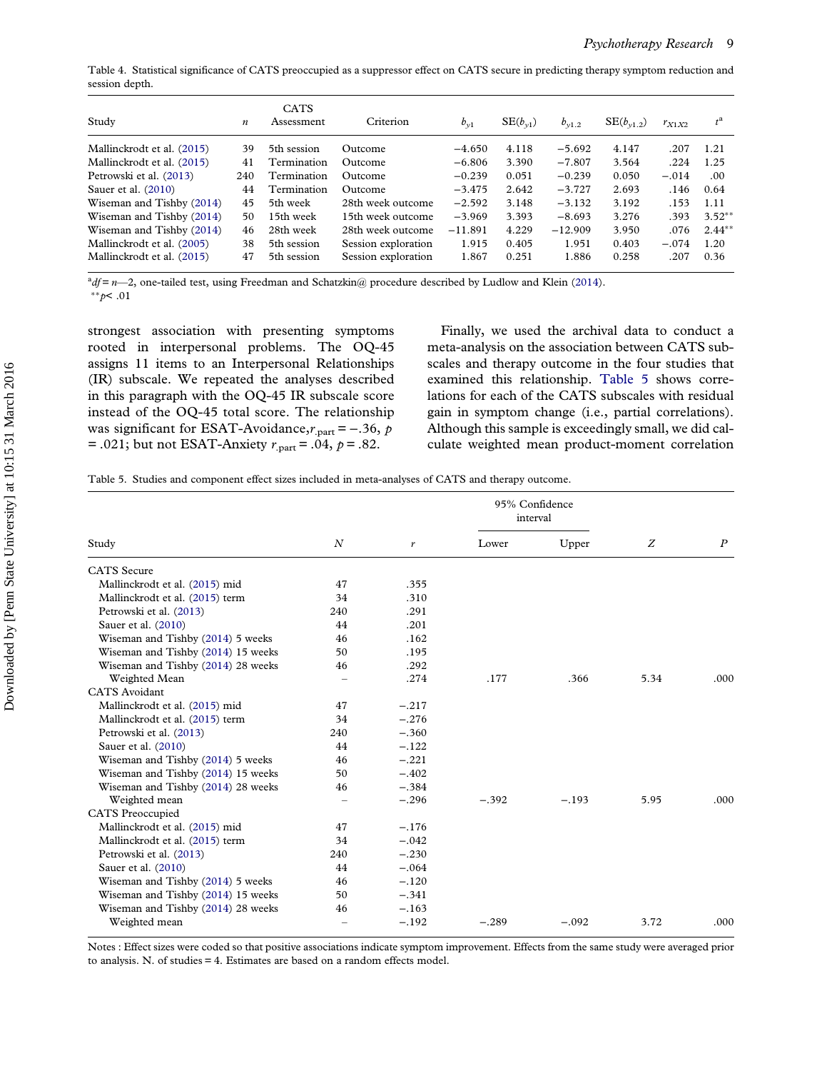Table 4. Statistical significance of CATS preoccupied as a suppressor effect on CATS secure in predicting therapy symptom reduction and session depth.

| Study | $n$ | CATS Assessment | Criterion | $b_{y1}$ | SE($b_{y1}$) | $b_{y1.2}$ | SE($b_{y1.2}$) | $r_{X1X2}$ | $t$[a] |
|---|---|---|---|---|---|---|---|---|---|
| Mallinckrodt et al. (2015) | 39 | 5th session | Outcome | −4.650 | 4.118 | −5.692 | 4.147 | .207 | 1.21 |
| Mallinckrodt et al. (2015) | 41 | Termination | Outcome | −6.806 | 3.390 | −7.807 | 3.564 | .224 | 1.25 |
| Petrowski et al. (2013) | 240 | Termination | Outcome | −0.239 | 0.051 | −0.239 | 0.050 | −.014 | .00 |
| Sauer et al. (2010) | 44 | Termination | Outcome | −3.475 | 2.642 | −3.727 | 2.693 | .146 | 0.64 |
| Wiseman and Tishby (2014) | 45 | 5th week | 28th week outcome | −2.592 | 3.148 | −3.132 | 3.192 | .153 | 1.11 |
| Wiseman and Tishby (2014) | 50 | 15th week | 15th week outcome | −3.969 | 3.393 | −8.693 | 3.276 | .393 | 3.52** |
| Wiseman and Tishby (2014) | 46 | 28th week | 28th week outcome | −11.891 | 4.229 | −12.909 | 3.950 | .076 | 2.44** |
| Mallinckrodt et al. (2005) | 38 | 5th session | Session exploration | 1.915 | 0.405 | 1.951 | 0.403 | −.074 | 1.20 |
| Mallinckrodt et al. (2015) | 47 | 5th session | Session exploration | 1.867 | 0.251 | 1.886 | 0.258 | .207 | 0.36 |

[a] $df = n—2$, one-tailed test, using Freedman and Schatzkin@ procedure described by Ludlow and Klein (2014).
** $p < .01$

strongest association with presenting symptoms rooted in interpersonal problems. The OQ-45 assigns 11 items to an Interpersonal Relationships (IR) subscale. We repeated the analyses described in this paragraph with the OQ-45 IR subscale score instead of the OQ-45 total score. The relationship was significant for ESAT-Avoidance, $r_{.part} = -.36$, $p = .021$; but not ESAT-Anxiety $r_{.part} = .04$, $p = .82$.

Finally, we used the archival data to conduct a meta-analysis on the association between CATS subscales and therapy outcome in the four studies that examined this relationship. Table 5 shows correlations for each of the CATS subscales with residual gain in symptom change (i.e., partial correlations). Although this sample is exceedingly small, we did calculate weighted mean product-moment correlation

Table 5. Studies and component effect sizes included in meta-analyses of CATS and therapy outcome.

| Study | $N$ | $r$ | 95% Confidence interval | | $Z$ | $P$ |
|---|---|---|---|---|---|---|
| | | | Lower | Upper | | |
| CATS Secure | | | | | | |
| Mallinckrodt et al. (2015) mid | 47 | .355 | | | | |
| Mallinckrodt et al. (2015) term | 34 | .310 | | | | |
| Petrowski et al. (2013) | 240 | .291 | | | | |
| Sauer et al. (2010) | 44 | .201 | | | | |
| Wiseman and Tishby (2014) 5 weeks | 46 | .162 | | | | |
| Wiseman and Tishby (2014) 15 weeks | 50 | .195 | | | | |
| Wiseman and Tishby (2014) 28 weeks | 46 | .292 | | | | |
| Weighted Mean | – | .274 | .177 | .366 | 5.34 | .000 |
| CATS Avoidant | | | | | | |
| Mallinckrodt et al. (2015) mid | 47 | −.217 | | | | |
| Mallinckrodt et al. (2015) term | 34 | −.276 | | | | |
| Petrowski et al. (2013) | 240 | −.360 | | | | |
| Sauer et al. (2010) | 44 | −.122 | | | | |
| Wiseman and Tishby (2014) 5 weeks | 46 | −.221 | | | | |
| Wiseman and Tishby (2014) 15 weeks | 50 | −.402 | | | | |
| Wiseman and Tishby (2014) 28 weeks | 46 | −.384 | | | | |
| Weighted mean | – | −.296 | −.392 | −.193 | 5.95 | .000 |
| CATS Preoccupied | | | | | | |
| Mallinckrodt et al. (2015) mid | 47 | −.176 | | | | |
| Mallinckrodt et al. (2015) term | 34 | −.042 | | | | |
| Petrowski et al. (2013) | 240 | −.230 | | | | |
| Sauer et al. (2010) | 44 | −.064 | | | | |
| Wiseman and Tishby (2014) 5 weeks | 46 | −.120 | | | | |
| Wiseman and Tishby (2014) 15 weeks | 50 | −.341 | | | | |
| Wiseman and Tishby (2014) 28 weeks | 46 | −.163 | | | | |
| Weighted mean | – | −.192 | −.289 | −.092 | 3.72 | .000 |

Notes : Effect sizes were coded so that positive associations indicate symptom improvement. Effects from the same study were averaged prior to analysis. N. of studies = 4. Estimates are based on a random effects model.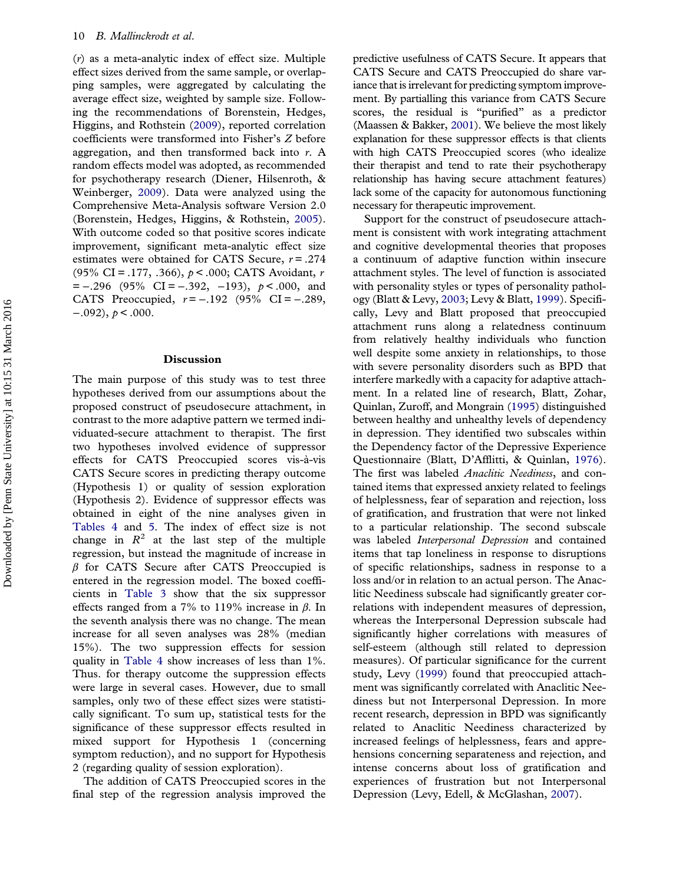($r$) as a meta-analytic index of effect size. Multiple effect sizes derived from the same sample, or overlapping samples, were aggregated by calculating the average effect size, weighted by sample size. Following the recommendations of Borenstein, Hedges, Higgins, and Rothstein (2009), reported correlation coefficients were transformed into Fisher's $Z$ before aggregation, and then transformed back into $r$. A random effects model was adopted, as recommended for psychotherapy research (Diener, Hilsenroth, & Weinberger, 2009). Data were analyzed using the Comprehensive Meta-Analysis software Version 2.0 (Borenstein, Hedges, Higgins, & Rothstein, 2005). With outcome coded so that positive scores indicate improvement, significant meta-analytic effect size estimates were obtained for CATS Secure, $r = .274$ (95% CI = .177, .366), $p < .000$; CATS Avoidant, $r = -.296$ (95% CI = −.392, −193), $p < .000$, and CATS Preoccupied, $r = -.192$ (95% CI = −.289, −.092), $p < .000$.

## Discussion

The main purpose of this study was to test three hypotheses derived from our assumptions about the proposed construct of pseudosecure attachment, in contrast to the more adaptive pattern we termed individuated-secure attachment to therapist. The first two hypotheses involved evidence of suppressor effects for CATS Preoccupied scores vis-à-vis CATS Secure scores in predicting therapy outcome (Hypothesis 1) or quality of session exploration (Hypothesis 2). Evidence of suppressor effects was obtained in eight of the nine analyses given in Tables 4 and 5. The index of effect size is not change in $R^2$ at the last step of the multiple regression, but instead the magnitude of increase in $\beta$ for CATS Secure after CATS Preoccupied is entered in the regression model. The boxed coefficients in Table 3 show that the six suppressor effects ranged from a 7% to 119% increase in $\beta$. In the seventh analysis there was no change. The mean increase for all seven analyses was 28% (median 15%). The two suppression effects for session quality in Table 4 show increases of less than 1%. Thus. for therapy outcome the suppression effects were large in several cases. However, due to small samples, only two of these effect sizes were statistically significant. To sum up, statistical tests for the significance of these suppressor effects resulted in mixed support for Hypothesis 1 (concerning symptom reduction), and no support for Hypothesis 2 (regarding quality of session exploration).

The addition of CATS Preoccupied scores in the final step of the regression analysis improved the predictive usefulness of CATS Secure. It appears that CATS Secure and CATS Preoccupied do share variance that is irrelevant for predicting symptom improvement. By partialling this variance from CATS Secure scores, the residual is "purified" as a predictor (Maassen & Bakker, 2001). We believe the most likely explanation for these suppressor effects is that clients with high CATS Preoccupied scores (who idealize their therapist and tend to rate their psychotherapy relationship has having secure attachment features) lack some of the capacity for autonomous functioning necessary for therapeutic improvement.

Support for the construct of pseudosecure attachment is consistent with work integrating attachment and cognitive developmental theories that proposes a continuum of adaptive function within insecure attachment styles. The level of function is associated with personality styles or types of personality pathology (Blatt & Levy, 2003; Levy & Blatt, 1999). Specifically, Levy and Blatt proposed that preoccupied attachment runs along a relatedness continuum from relatively healthy individuals who function well despite some anxiety in relationships, to those with severe personality disorders such as BPD that interfere markedly with a capacity for adaptive attachment. In a related line of research, Blatt, Zohar, Quinlan, Zuroff, and Mongrain (1995) distinguished between healthy and unhealthy levels of dependency in depression. They identified two subscales within the Dependency factor of the Depressive Experience Questionnaire (Blatt, D'Afflitti, & Quinlan, 1976). The first was labeled *Anaclitic Neediness*, and contained items that expressed anxiety related to feelings of helplessness, fear of separation and rejection, loss of gratification, and frustration that were not linked to a particular relationship. The second subscale was labeled *Interpersonal Depression* and contained items that tap loneliness in response to disruptions of specific relationships, sadness in response to a loss and/or in relation to an actual person. The Anaclitic Neediness subscale had significantly greater correlations with independent measures of depression, whereas the Interpersonal Depression subscale had significantly higher correlations with measures of self-esteem (although still related to depression measures). Of particular significance for the current study, Levy (1999) found that preoccupied attachment was significantly correlated with Anaclitic Neediness but not Interpersonal Depression. In more recent research, depression in BPD was significantly related to Anaclitic Neediness characterized by increased feelings of helplessness, fears and apprehensions concerning separateness and rejection, and intense concerns about loss of gratification and experiences of frustration but not Interpersonal Depression (Levy, Edell, & McGlashan, 2007).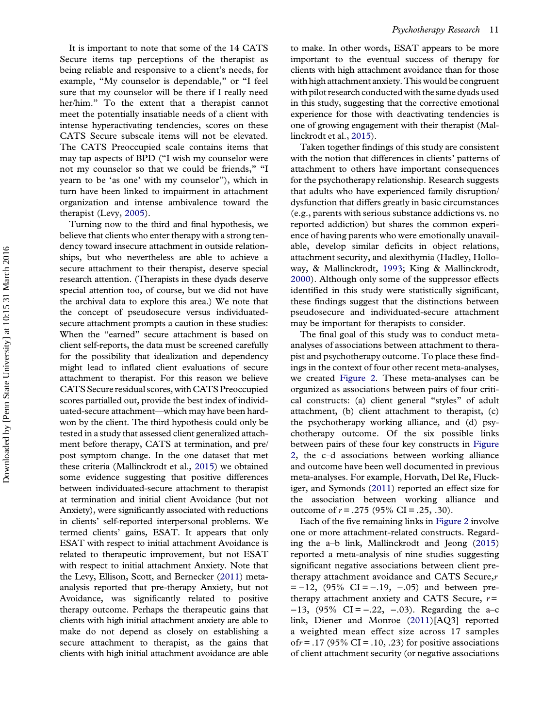It is important to note that some of the 14 CATS Secure items tap perceptions of the therapist as being reliable and responsive to a client's needs, for example, "My counselor is dependable," or "I feel sure that my counselor will be there if I really need her/him." To the extent that a therapist cannot meet the potentially insatiable needs of a client with intense hyperactivating tendencies, scores on these CATS Secure subscale items will not be elevated. The CATS Preoccupied scale contains items that may tap aspects of BPD ("I wish my counselor were not my counselor so that we could be friends," "I yearn to be 'as one' with my counselor"), which in turn have been linked to impairment in attachment organization and intense ambivalence toward the therapist (Levy, 2005).

Turning now to the third and final hypothesis, we believe that clients who enter therapy with a strong tendency toward insecure attachment in outside relationships, but who nevertheless are able to achieve a secure attachment to their therapist, deserve special research attention. (Therapists in these dyads deserve special attention too, of course, but we did not have the archival data to explore this area.) We note that the concept of pseudosecure versus individuated-secure attachment prompts a caution in these studies: When the "earned" secure attachment is based on client self-reports, the data must be screened carefully for the possibility that idealization and dependency might lead to inflated client evaluations of secure attachment to therapist. For this reason we believe CATS Secure residual scores, with CATS Preoccupied scores partialled out, provide the best index of individuated-secure attachment—which may have been hard-won by the client. The third hypothesis could only be tested in a study that assessed client generalized attachment before therapy, CATS at termination, and pre/post symptom change. In the one dataset that met these criteria (Mallinckrodt et al., 2015) we obtained some evidence suggesting that positive differences between individuated-secure attachment to therapist at termination and initial client Avoidance (but not Anxiety), were significantly associated with reductions in clients' self-reported interpersonal problems. We termed clients' gains, ESAT. It appears that only ESAT with respect to initial attachment Avoidance is related to therapeutic improvement, but not ESAT with respect to initial attachment Anxiety. Note that the Levy, Ellison, Scott, and Bernecker (2011) meta-analysis reported that pre-therapy Anxiety, but not Avoidance, was significantly related to positive therapy outcome. Perhaps the therapeutic gains that clients with high initial attachment anxiety are able to make do not depend as closely on establishing a secure attachment to therapist, as the gains that clients with high initial attachment avoidance are able to make. In other words, ESAT appears to be more important to the eventual success of therapy for clients with high attachment avoidance than for those with high attachment anxiety. This would be congruent with pilot research conducted with the same dyads used in this study, suggesting that the corrective emotional experience for those with deactivating tendencies is one of growing engagement with their therapist (Mallinckrodt et al., 2015).

Taken together findings of this study are consistent with the notion that differences in clients' patterns of attachment to others have important consequences for the psychotherapy relationship. Research suggests that adults who have experienced family disruption/dysfunction that differs greatly in basic circumstances (e.g., parents with serious substance addictions vs. no reported addiction) but shares the common experience of having parents who were emotionally unavailable, develop similar deficits in object relations, attachment security, and alexithymia (Hadley, Holloway, & Mallinckrodt, 1993; King & Mallinckrodt, 2000). Although only some of the suppressor effects identified in this study were statistically significant, these findings suggest that the distinctions between pseudosecure and individuated-secure attachment may be important for therapists to consider.

The final goal of this study was to conduct meta-analyses of associations between attachment to therapist and psychotherapy outcome. To place these findings in the context of four other recent meta-analyses, we created Figure 2. These meta-analyses can be organized as associations between pairs of four critical constructs: (a) client general "styles" of adult attachment, (b) client attachment to therapist, (c) the psychotherapy working alliance, and (d) psychotherapy outcome. Of the six possible links between pairs of these four key constructs in Figure 2, the c–d associations between working alliance and outcome have been well documented in previous meta-analyses. For example, Horvath, Del Re, Fluckiger, and Symonds (2011) reported an effect size for the association between working alliance and outcome of $r = .275$ (95% CI = .25, .30).

Each of the five remaining links in Figure 2 involve one or more attachment-related constructs. Regarding the a–b link, Mallinckrodt and Jeong (2015) reported a meta-analysis of nine studies suggesting significant negative associations between client pre-therapy attachment avoidance and CATS Secure, $r = -12$, (95% CI = −.19, −.05) and between pre-therapy attachment anxiety and CATS Secure, $r = -13$, (95% CI = −.22, −.03). Regarding the a–c link, Diener and Monroe (2011)[AQ3] reported a weighted mean effect size across 17 samples of $r = .17$ (95% CI = .10, .23) for positive associations of client attachment security (or negative associations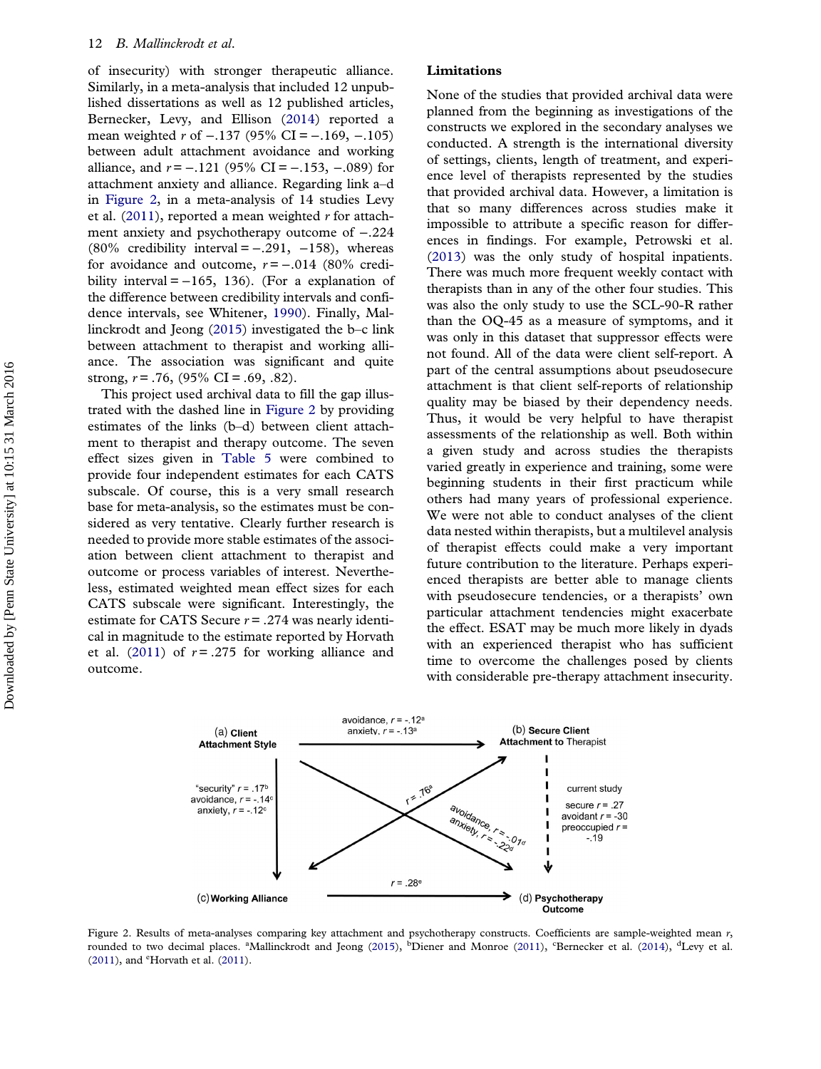of insecurity) with stronger therapeutic alliance. Similarly, in a meta-analysis that included 12 unpublished dissertations as well as 12 published articles, Bernecker, Levy, and Ellison (2014) reported a mean weighted $r$ of −.137 (95% CI = −.169, −.105) between adult attachment avoidance and working alliance, and $r$ = −.121 (95% CI = −.153, −.089) for attachment anxiety and alliance. Regarding link a–d in Figure 2, in a meta-analysis of 14 studies Levy et al. (2011), reported a mean weighted $r$ for attachment anxiety and psychotherapy outcome of −.224 (80% credibility interval = −.291, −158), whereas for avoidance and outcome, $r$ = −.014 (80% credibility interval = −165, 136). (For a explanation of the difference between credibility intervals and confidence intervals, see Whitener, 1990). Finally, Mallinckrodt and Jeong (2015) investigated the b–c link between attachment to therapist and working alliance. The association was significant and quite strong, $r$ = .76, (95% CI = .69, .82).

This project used archival data to fill the gap illustrated with the dashed line in Figure 2 by providing estimates of the links (b–d) between client attachment to therapist and therapy outcome. The seven effect sizes given in Table 5 were combined to provide four independent estimates for each CATS subscale. Of course, this is a very small research base for meta-analysis, so the estimates must be considered as very tentative. Clearly further research is needed to provide more stable estimates of the association between client attachment to therapist and outcome or process variables of interest. Nevertheless, estimated weighted mean effect sizes for each CATS subscale were significant. Interestingly, the estimate for CATS Secure $r$ = .274 was nearly identical in magnitude to the estimate reported by Horvath et al. (2011) of $r$ = .275 for working alliance and outcome.

## Limitations

None of the studies that provided archival data were planned from the beginning as investigations of the constructs we explored in the secondary analyses we conducted. A strength is the international diversity of settings, clients, length of treatment, and experience level of therapists represented by the studies that provided archival data. However, a limitation is that so many differences across studies make it impossible to attribute a specific reason for differences in findings. For example, Petrowski et al. (2013) was the only study of hospital inpatients. There was much more frequent weekly contact with therapists than in any of the other four studies. This was also the only study to use the SCL-90-R rather than the OQ-45 as a measure of symptoms, and it was only in this dataset that suppressor effects were not found. All of the data were client self-report. A part of the central assumptions about pseudosecure attachment is that client self-reports of relationship quality may be biased by their dependency needs. Thus, it would be very helpful to have therapist assessments of the relationship as well. Both within a given study and across studies the therapists varied greatly in experience and training, some were beginning students in their first practicum while others had many years of professional experience. We were not able to conduct analyses of the client data nested within therapists, but a multilevel analysis of therapist effects could make a very important future contribution to the literature. Perhaps experienced therapists are better able to manage clients with pseudosecure tendencies, or a therapists' own particular attachment tendencies might exacerbate the effect. ESAT may be much more likely in dyads with an experienced therapist who has sufficient time to overcome the challenges posed by clients with considerable pre-therapy attachment insecurity.

Figure 2. Results of meta-analyses comparing key attachment and psychotherapy constructs. Coefficients are sample-weighted mean $r$, rounded to two decimal places. [a]Mallinckrodt and Jeong (2015), [b]Diener and Monroe (2011), [c]Bernecker et al. (2014), [d]Levy et al. (2011), and [e]Horvath et al. (2011).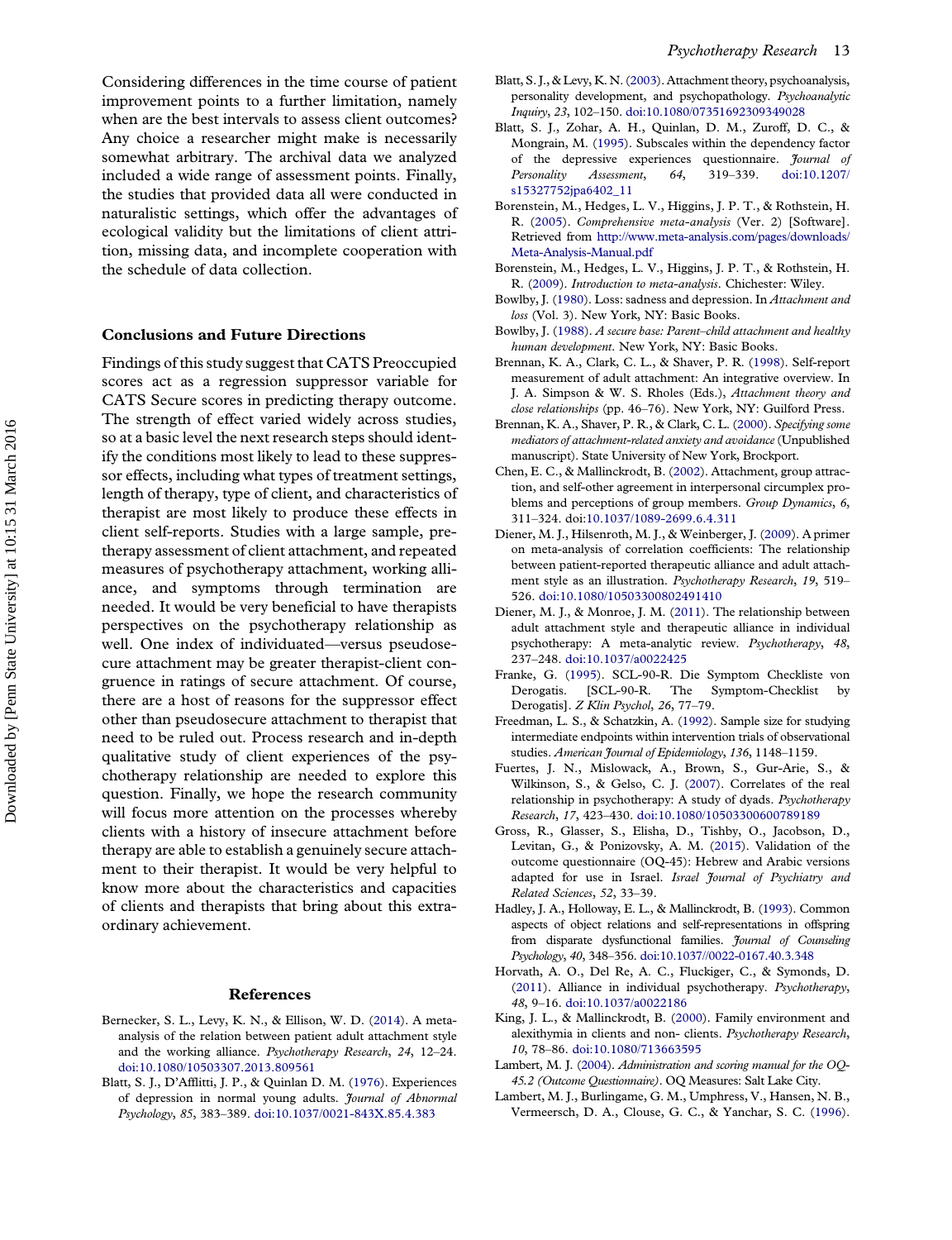Considering differences in the time course of patient improvement points to a further limitation, namely when are the best intervals to assess client outcomes? Any choice a researcher might make is necessarily somewhat arbitrary. The archival data we analyzed included a wide range of assessment points. Finally, the studies that provided data all were conducted in naturalistic settings, which offer the advantages of ecological validity but the limitations of client attrition, missing data, and incomplete cooperation with the schedule of data collection.

## Conclusions and Future Directions

Findings of this study suggest that CATS Preoccupied scores act as a regression suppressor variable for CATS Secure scores in predicting therapy outcome. The strength of effect varied widely across studies, so at a basic level the next research steps should identify the conditions most likely to lead to these suppressor effects, including what types of treatment settings, length of therapy, type of client, and characteristics of therapist are most likely to produce these effects in client self-reports. Studies with a large sample, pretherapy assessment of client attachment, and repeated measures of psychotherapy attachment, working alliance, and symptoms through termination are needed. It would be very beneficial to have therapists perspectives on the psychotherapy relationship as well. One index of individuated—versus pseudosecure attachment may be greater therapist-client congruence in ratings of secure attachment. Of course, there are a host of reasons for the suppressor effect other than pseudosecure attachment to therapist that need to be ruled out. Process research and in-depth qualitative study of client experiences of the psychotherapy relationship are needed to explore this question. Finally, we hope the research community will focus more attention on the processes whereby clients with a history of insecure attachment before therapy are able to establish a genuinely secure attachment to their therapist. It would be very helpful to know more about the characteristics and capacities of clients and therapists that bring about this extraordinary achievement.

## References

Bernecker, S. L., Levy, K. N., & Ellison, W. D. (2014). A meta-analysis of the relation between patient adult attachment style and the working alliance. *Psychotherapy Research*, *24*, 12–24. doi:10.1080/10503307.2013.809561

Blatt, S. J., D'Afflitti, J. P., & Quinlan D. M. (1976). Experiences of depression in normal young adults. *Journal of Abnormal Psychology*, *85*, 383–389. doi:10.1037/0021-843X.85.4.383

Blatt, S. J., & Levy, K. N. (2003). Attachment theory, psychoanalysis, personality development, and psychopathology. *Psychoanalytic Inquiry*, *23*, 102–150. doi:10.1080/07351692309349028

Blatt, S. J., Zohar, A. H., Quinlan, D. M., Zuroff, D. C., & Mongrain, M. (1995). Subscales within the dependency factor of the depressive experiences questionnaire. *Journal of Personality Assessment*, *64*, 319–339. doi:10.1207/s15327752jpa6402_11

Borenstein, M., Hedges, L. V., Higgins, J. P. T., & Rothstein, H. R. (2005). *Comprehensive meta-analysis* (Ver. 2) [Software]. Retrieved from http://www.meta-analysis.com/pages/downloads/Meta-Analysis-Manual.pdf

Borenstein, M., Hedges, L. V., Higgins, J. P. T., & Rothstein, H. R. (2009). *Introduction to meta-analysis*. Chichester: Wiley.

Bowlby, J. (1980). Loss: sadness and depression. In *Attachment and loss* (Vol. 3). New York, NY: Basic Books.

Bowlby, J. (1988). *A secure base: Parent–child attachment and healthy human development*. New York, NY: Basic Books.

Brennan, K. A., Clark, C. L., & Shaver, P. R. (1998). Self-report measurement of adult attachment: An integrative overview. In J. A. Simpson & W. S. Rholes (Eds.), *Attachment theory and close relationships* (pp. 46–76). New York, NY: Guilford Press.

Brennan, K. A., Shaver, P. R., & Clark, C. L. (2000). *Specifying some mediators of attachment-related anxiety and avoidance* (Unpublished manuscript). State University of New York, Brockport.

Chen, E. C., & Mallinckrodt, B. (2002). Attachment, group attraction, and self-other agreement in interpersonal circumplex problems and perceptions of group members. *Group Dynamics*, *6*, 311–324. doi:10.1037/1089-2699.6.4.311

Diener, M. J., Hilsenroth, M. J., & Weinberger, J. (2009). A primer on meta-analysis of correlation coefficients: The relationship between patient-reported therapeutic alliance and adult attachment style as an illustration. *Psychotherapy Research*, *19*, 519–526. doi:10.1080/10503300802491410

Diener, M. J., & Monroe, J. M. (2011). The relationship between adult attachment style and therapeutic alliance in individual psychotherapy: A meta-analytic review. *Psychotherapy*, *48*, 237–248. doi:10.1037/a0022425

Franke, G. (1995). SCL-90-R. Die Symptom Checkliste von Derogatis. [SCL-90-R. The Symptom-Checklist by Derogatis]. *Z Klin Psychol*, *26*, 77–79.

Freedman, L. S., & Schatzkin, A. (1992). Sample size for studying intermediate endpoints within intervention trials of observational studies. *American Journal of Epidemiology*, *136*, 1148–1159.

Fuertes, J. N., Mislowack, A., Brown, S., Gur-Arie, S., & Wilkinson, S., & Gelso, C. J. (2007). Correlates of the real relationship in psychotherapy: A study of dyads. *Psychotherapy Research*, *17*, 423–430. doi:10.1080/10503300600789189

Gross, R., Glasser, S., Elisha, D., Tishby, O., Jacobson, D., Levitan, G., & Ponizovsky, A. M. (2015). Validation of the outcome questionnaire (OQ-45): Hebrew and Arabic versions adapted for use in Israel. *Israel Journal of Psychiatry and Related Sciences*, *52*, 33–39.

Hadley, J. A., Holloway, E. L., & Mallinckrodt, B. (1993). Common aspects of object relations and self-representations in offspring from disparate dysfunctional families. *Journal of Counseling Psychology*, *40*, 348–356. doi:10.1037//0022-0167.40.3.348

Horvath, A. O., Del Re, A. C., Fluckiger, C., & Symonds, D. (2011). Alliance in individual psychotherapy. *Psychotherapy*, *48*, 9–16. doi:10.1037/a0022186

King, J. L., & Mallinckrodt, B. (2000). Family environment and alexithymia in clients and non- clients. *Psychotherapy Research*, *10*, 78–86. doi:10.1080/713663595

Lambert, M. J. (2004). *Administration and scoring manual for the OQ-45.2 (Outcome Questionnaire)*. OQ Measures: Salt Lake City.

Lambert, M. J., Burlingame, G. M., Umphress, V., Hansen, N. B., Vermeersch, D. A., Clouse, G. C., & Yanchar, S. C. (1996).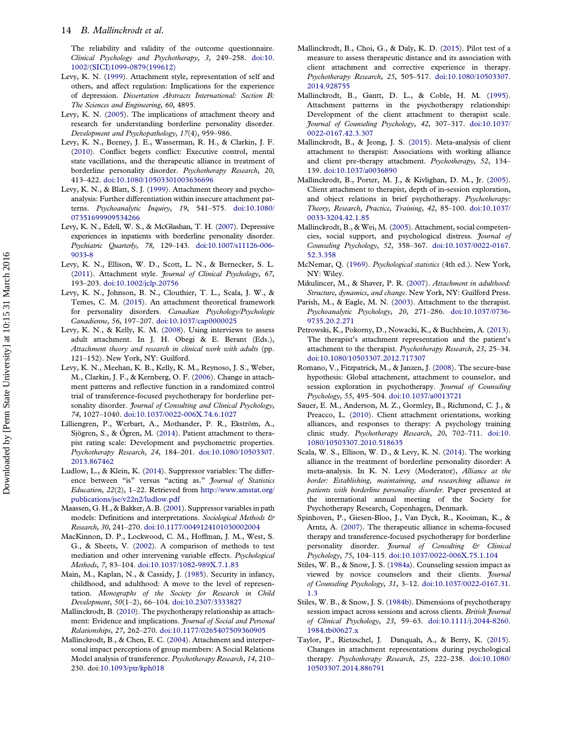The reliability and validity of the outcome questionnaire. *Clinical Psychology and Psychotherapy*, *3*, 249–258. doi:10.1002/(SICI)1099-0879(199612)

Levy, K. N. (1999). Attachment style, representation of self and others, and affect regulation: Implications for the experience of depression. *Dissertation Abstracts International: Section B: The Sciences and Engineering*, *60*, 4895.

Levy, K. N. (2005). The implications of attachment theory and research for understanding borderline personality disorder. *Development and Psychopathology*, *17*(4), 959–986.

Levy, K. N., Beeney, J. E., Wasserman, R. H., & Clarkin, J. F. (2010). Conflict begets conflict: Executive control, mental state vacillations, and the therapeutic alliance in treatment of borderline personality disorder. *Psychotherapy Research*, *20*, 413–422. doi:10.1080/10503301003636696

Levy, K. N., & Blatt, S. J. (1999). Attachment theory and psychoanalysis: Further differentiation within insecure attachment patterns. *Psychoanalytic Inquiry*, *19*, 541–575. doi:10.1080/07351699909534266

Levy, K. N., Edell, W. S., & McGlashan, T. H. (2007). Depressive experiences in inpatients with borderline personality disorder. *Psychiatric Quarterly*, *78*, 129–143. doi:10.1007/s11126-006-9033-8

Levy, K. N., Ellison, W. D., Scott, L. N., & Bernecker, S. L. (2011). Attachment style. *Journal of Clinical Psychology*, *67*, 193–203. doi:10.1002/jclp.20756

Levy, K. N., Johnson, B. N., Clouthier, T. L., Scala, J. W., & Temes, C. M. (2015). An attachment theoretical framework for personality disorders. *Canadian Psychology/Psychologie Canadienne*, *56*, 197–207. doi:10.1037/cap0000025

Levy, K. N., & Kelly, K. M. (2008). Using interviews to assess adult attachment. In J. H. Obegi & E. Berant (Eds.), *Attachment theory and research in clinical work with adults* (pp. 121–152). New York, NY: Guilford.

Levy, K. N., Meehan, K. B., Kelly, K. M., Reynoso, J. S., Weber, M., Clarkin, J. F., & Kernberg, O. F. (2006). Change in attachment patterns and reflective function in a randomized control trial of transference-focused psychotherapy for borderline personality disorder. *Journal of Consulting and Clinical Psychology*, *74*, 1027–1040. doi:10.1037/0022-006X.74.6.1027

Lilliengren, P., Werbart, A., Mothander, P. R., Ekström, A., Sjögren, S., & Ögren, M. (2014). Patient attachment to therapist rating scale: Development and psychometric properties. *Psychotherapy Research*, *24*, 184–201. doi:10.1080/10503307.2013.867462

Ludlow, L., & Klein, K. (2014). Suppressor variables: The difference between "is" versus "acting as." *Journal of Statistics Education*, *22*(2), 1–22. Retrieved from http://www.amstat.org/publications/jse/v22n2/ludlow.pdf

Maassen, G. H., & Bakker, A. B. (2001). Suppressor variables in path models: Definitions and interpretations. *Sociological Methods & Research*, *30*, 241–270. doi:10.1177/0049124101030002004

MacKinnon, D. P., Lockwood, C. M., Hoffman, J. M., West, S. G., & Sheets, V. (2002). A comparison of methods to test mediation and other intervening variable effects. *Psychological Methods*, *7*, 83–104. doi:10.1037/1082-989X.7.1.83

Main, M., Kaplan, N., & Cassidy, J. (1985). Security in infancy, childhood, and adulthood: A move to the level of representation. *Monographs of the Society for Research in Child Development*, *50*(1–2), 66–104. doi:10.2307/3333827

Mallinckrodt, B. (2010). The psychotherapy relationship as attachment: Evidence and implications. *Journal of Social and Personal Relationships*, *27*, 262–270. doi:10.1177/0265407509360905

Mallinckrodt, B., & Chen, E. C. (2004). Attachment and interpersonal impact perceptions of group members: A Social Relations Model analysis of transference. *Psychotherapy Research*, *14*, 210–230. doi:10.1093/ptr/kph018

Mallinckrodt, B., Choi, G., & Daly, K. D. (2015). Pilot test of a measure to assess therapeutic distance and its association with client attachment and corrective experience in therapy. *Psychotherapy Research*, *25*, 505–517. doi:10.1080/10503307.2014.928755

Mallinckrodt, B., Gantt, D. L., & Coble, H. M. (1995). Attachment patterns in the psychotherapy relationship: Development of the client attachment to therapist scale. *Journal of Counseling Psychology*, *42*, 307–317. doi:10.1037/0022-0167.42.3.307

Mallinckrodt, B., & Jeong, J. S. (2015). Meta-analysis of client attachment to therapist: Associations with working alliance and client pre-therapy attachment. *Psychotherapy*, *52*, 134–139. doi:10.1037/a0036890

Mallinckrodt, B., Porter, M. J., & Kivlighan, D. M., Jr. (2005). Client attachment to therapist, depth of in-session exploration, and object relations in brief psychotherapy. *Psychotherapy: Theory, Research, Practice, Training*, *42*, 85–100. doi:10.1037/0033-3204.42.1.85

Mallinckrodt, B., & Wei, M. (2005). Attachment, social competencies, social support, and psychological distress. *Journal of Counseling Psychology*, *52*, 358–367. doi:10.1037/0022-0167.52.3.358

McNemar, Q. (1969). *Psychological statistics* (4th ed.). New York, NY: Wiley.

Mikulincer, M., & Shaver, P. R. (2007). *Attachment in adulthood: Structure, dynamics, and change*. New York, NY: Guilford Press.

Parish, M., & Eagle, M. N. (2003). Attachment to the therapist. *Psychoanalytic Psychology*, *20*, 271–286. doi:10.1037/0736-9735.20.2.271

Petrowski, K., Pokorny, D., Nowacki, K., & Buchheim, A. (2013). The therapist's attachment representation and the patient's attachment to the therapist. *Psychotherapy Research*, *23*, 25–34. doi:10.1080/10503307.2012.717307

Romano, V., Fitzpatrick, M., & Janzen, J. (2008). The secure-base hypothesis: Global attachment, attachment to counselor, and session exploration in psychotherapy. *Journal of Counseling Psychology*, *55*, 495–504. doi:10.1037/a0013721

Sauer, E. M., Anderson, M. Z., Gormley, B., Richmond, C. J., & Preacco, L. (2010). Client attachment orientations, working alliances, and responses to therapy: A psychology training clinic study. *Psychotherapy Research*, *20*, 702–711. doi:10.1080/10503307.2010.518635

Scala, W. S., Ellison, W. D., & Levy, K. N. (2014). The working alliance in the treatment of borderline personality disorder: A meta-analysis. In K. N. Levy (Moderator), *Alliance at the border: Establishing, maintaining, and researching alliance in patients with borderline personality disorder*. Paper presented at the international annual meeting of the Society for Psychotherapy Research, Copenhagen, Denmark.

Spinhoven, P., Giesen-Bloo, J., Van Dyck, R., Kooiman, K., & Arntz, A. (2007). The therapeutic alliance in schema-focused therapy and transference-focused psychotherapy for borderline personality disorder. *Journal of Consulting & Clinical Psychology*, *75*, 104–115. doi:10.1037/0022-006X.75.1.104

Stiles, W. B., & Snow, J. S. (1984a). Counseling session impact as viewed by novice counselors and their clients. *Journal of Counseling Psychology*, *31*, 3–12. doi:10.1037/0022-0167.31.1.3

Stiles, W. B., & Snow, J. S. (1984b). Dimensions of psychotherapy session impact across sessions and across clients. *British Journal of Clinical Psychology*, *23*, 59–63. doi:10.1111/j.2044-8260.1984.tb00627.x

Taylor, P., Rietzschel, J. Danquah, A., & Berry, K. (2015). Changes in attachment representations during psychological therapy. *Psychotherapy Research*, *25*, 222–238. doi:10.1080/10503307.2014.886791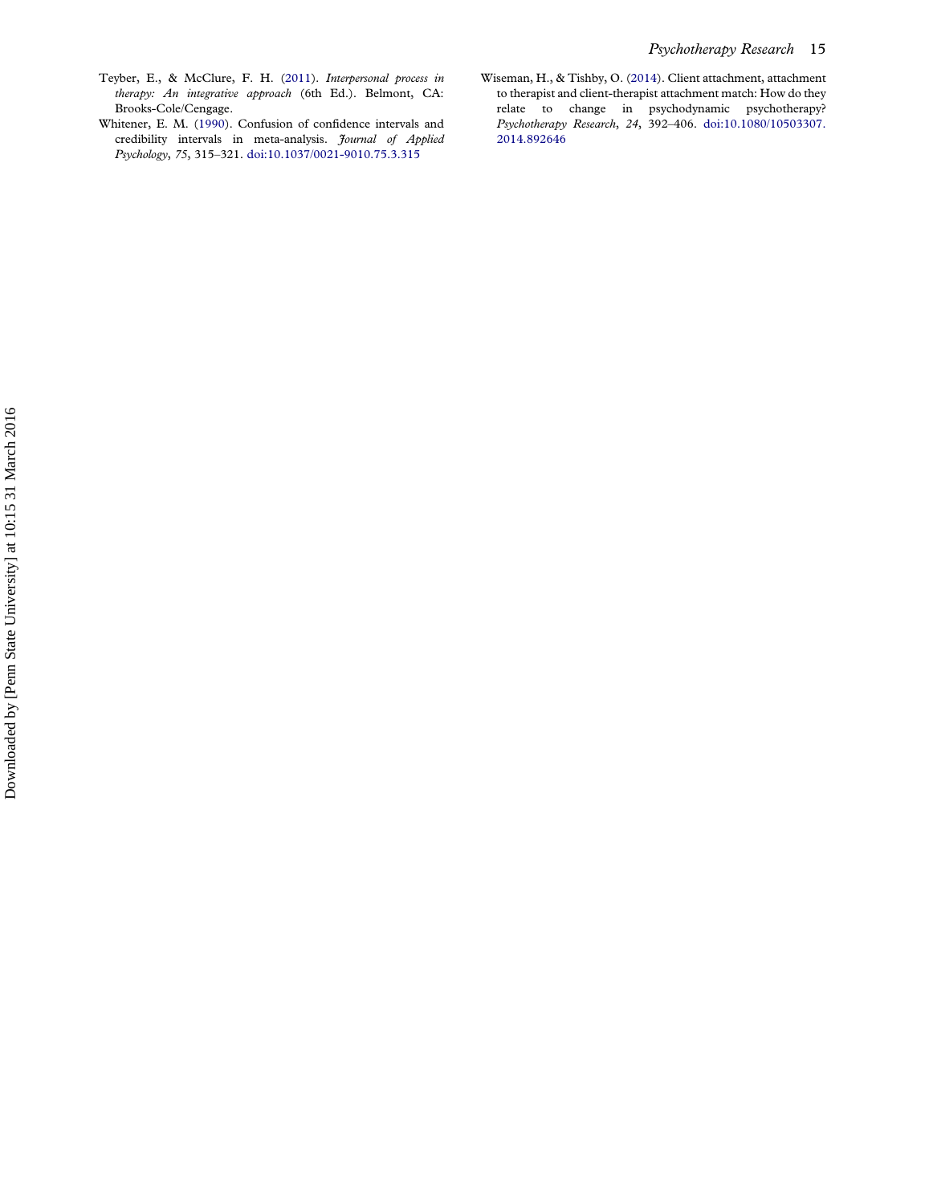Teyber, E., & McClure, F. H. (2011). *Interpersonal process in therapy: An integrative approach* (6th Ed.). Belmont, CA: Brooks-Cole/Cengage.

Whitener, E. M. (1990). Confusion of confidence intervals and credibility intervals in meta-analysis. *Journal of Applied Psychology*, *75*, 315–321. doi:10.1037/0021-9010.75.3.315

Wiseman, H., & Tishby, O. (2014). Client attachment, attachment to therapist and client-therapist attachment match: How do they relate to change in psychodynamic psychotherapy? *Psychotherapy Research*, *24*, 392–406. doi:10.1080/10503307.2014.892646